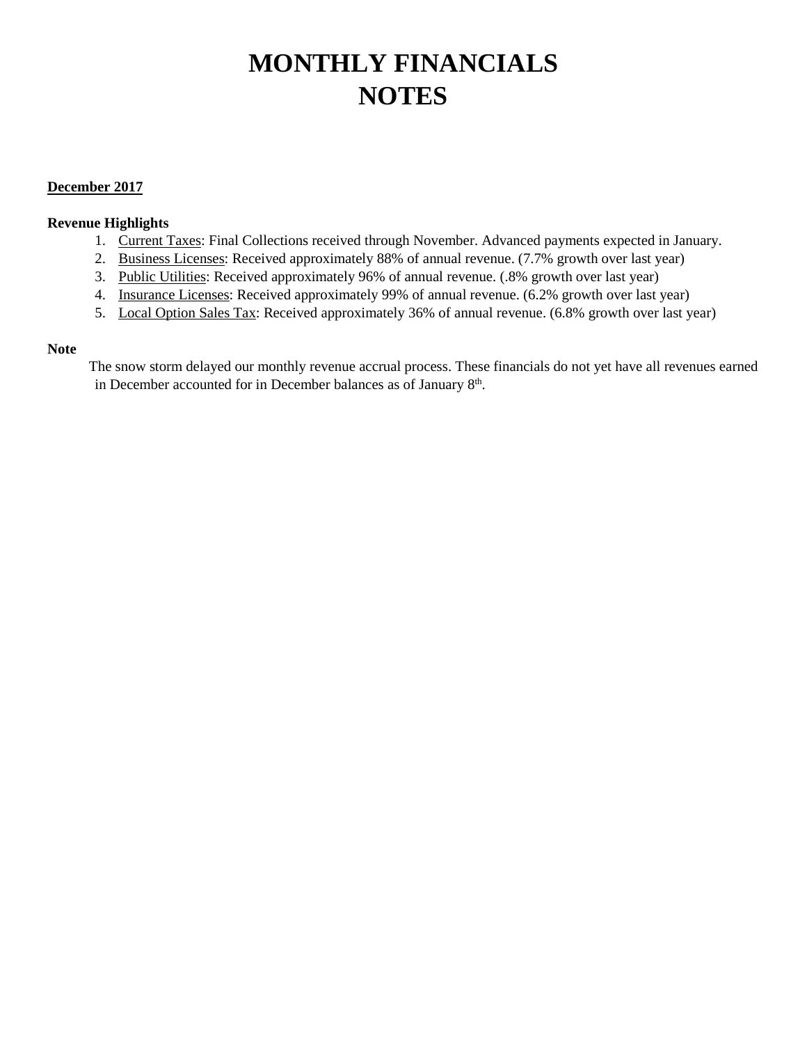# MONTHLY FINANCIALS
# NOTES

**<u>December 2017</u>**

**Revenue Highlights**

1. <u>Current Taxes</u>: Final Collections received through November. Advanced payments expected in January.
2. <u>Business Licenses</u>: Received approximately 88% of annual revenue. (7.7% growth over last year)
3. <u>Public Utilities</u>: Received approximately 96% of annual revenue. (.8% growth over last year)
4. <u>Insurance Licenses</u>: Received approximately 99% of annual revenue. (6.2% growth over last year)
5. <u>Local Option Sales Tax</u>: Received approximately 36% of annual revenue. (6.8% growth over last year)

**Note**

The snow storm delayed our monthly revenue accrual process. These financials do not yet have all revenues earned in December accounted for in December balances as of January 8th.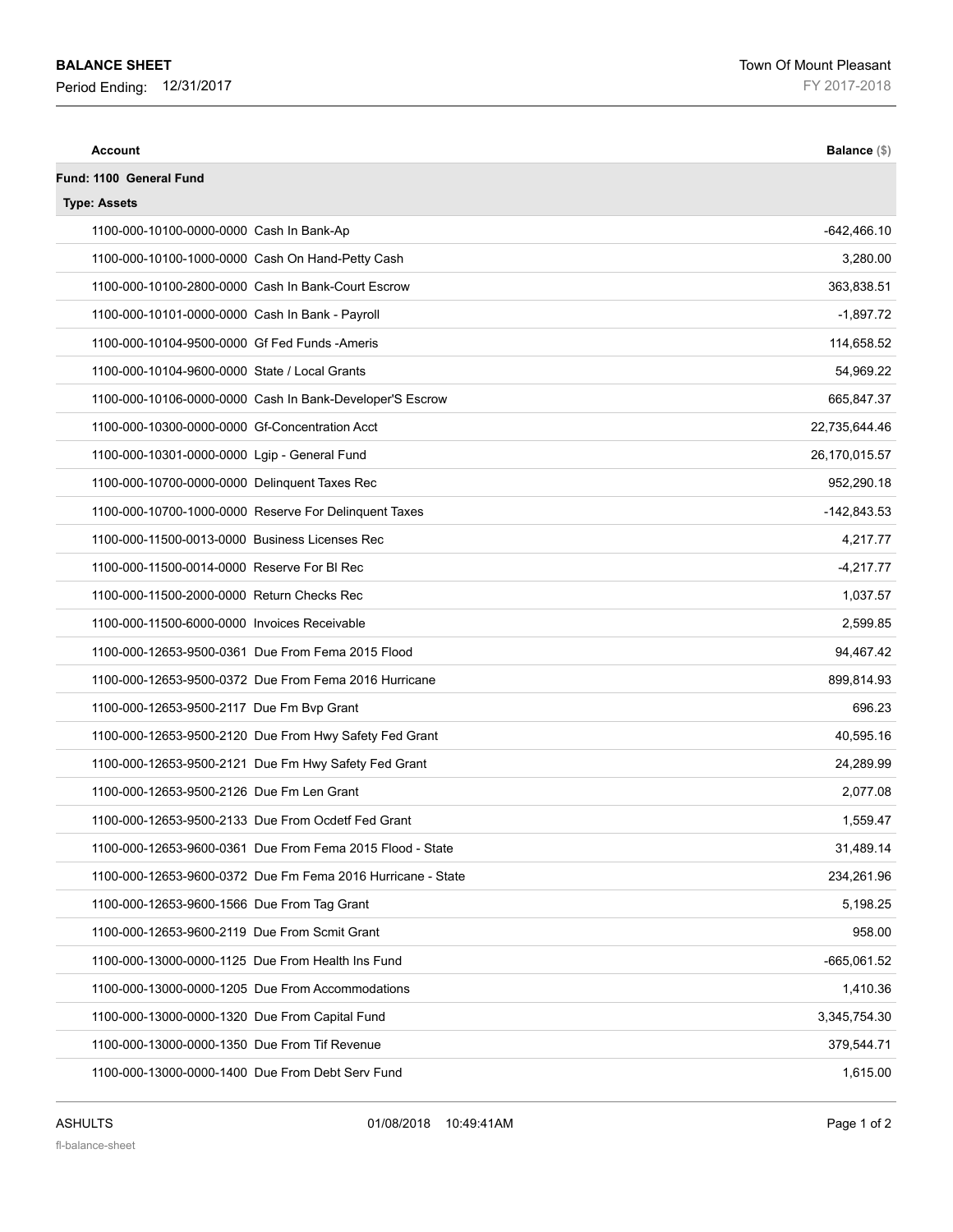**BALANCE SHEET**

Period Ending: 12/31/2017

Town Of Mount Pleasant

FY 2017-2018

| Account | Balance ($) |
|---|---|
| **Fund: 1100 General Fund** | |
| **Type: Assets** | |
| 1100-000-10100-0000-0000 Cash In Bank-Ap | -642,466.10 |
| 1100-000-10100-1000-0000 Cash On Hand-Petty Cash | 3,280.00 |
| 1100-000-10100-2800-0000 Cash In Bank-Court Escrow | 363,838.51 |
| 1100-000-10101-0000-0000 Cash In Bank - Payroll | -1,897.72 |
| 1100-000-10104-9500-0000 Gf Fed Funds -Ameris | 114,658.52 |
| 1100-000-10104-9600-0000 State / Local Grants | 54,969.22 |
| 1100-000-10106-0000-0000 Cash In Bank-Developer'S Escrow | 665,847.37 |
| 1100-000-10300-0000-0000 Gf-Concentration Acct | 22,735,644.46 |
| 1100-000-10301-0000-0000 Lgip - General Fund | 26,170,015.57 |
| 1100-000-10700-0000-0000 Delinquent Taxes Rec | 952,290.18 |
| 1100-000-10700-1000-0000 Reserve For Delinquent Taxes | -142,843.53 |
| 1100-000-11500-0013-0000 Business Licenses Rec | 4,217.77 |
| 1100-000-11500-0014-0000 Reserve For Bl Rec | -4,217.77 |
| 1100-000-11500-2000-0000 Return Checks Rec | 1,037.57 |
| 1100-000-11500-6000-0000 Invoices Receivable | 2,599.85 |
| 1100-000-12653-9500-0361 Due From Fema 2015 Flood | 94,467.42 |
| 1100-000-12653-9500-0372 Due From Fema 2016 Hurricane | 899,814.93 |
| 1100-000-12653-9500-2117 Due Fm Bvp Grant | 696.23 |
| 1100-000-12653-9500-2120 Due From Hwy Safety Fed Grant | 40,595.16 |
| 1100-000-12653-9500-2121 Due Fm Hwy Safety Fed Grant | 24,289.99 |
| 1100-000-12653-9500-2126 Due Fm Len Grant | 2,077.08 |
| 1100-000-12653-9500-2133 Due From Ocdetf Fed Grant | 1,559.47 |
| 1100-000-12653-9600-0361 Due From Fema 2015 Flood - State | 31,489.14 |
| 1100-000-12653-9600-0372 Due Fm Fema 2016 Hurricane - State | 234,261.96 |
| 1100-000-12653-9600-1566 Due From Tag Grant | 5,198.25 |
| 1100-000-12653-9600-2119 Due From Scmit Grant | 958.00 |
| 1100-000-13000-0000-1125 Due From Health Ins Fund | -665,061.52 |
| 1100-000-13000-0000-1205 Due From Accommodations | 1,410.36 |
| 1100-000-13000-0000-1320 Due From Capital Fund | 3,345,754.30 |
| 1100-000-13000-0000-1350 Due From Tif Revenue | 379,544.71 |
| 1100-000-13000-0000-1400 Due From Debt Serv Fund | 1,615.00 |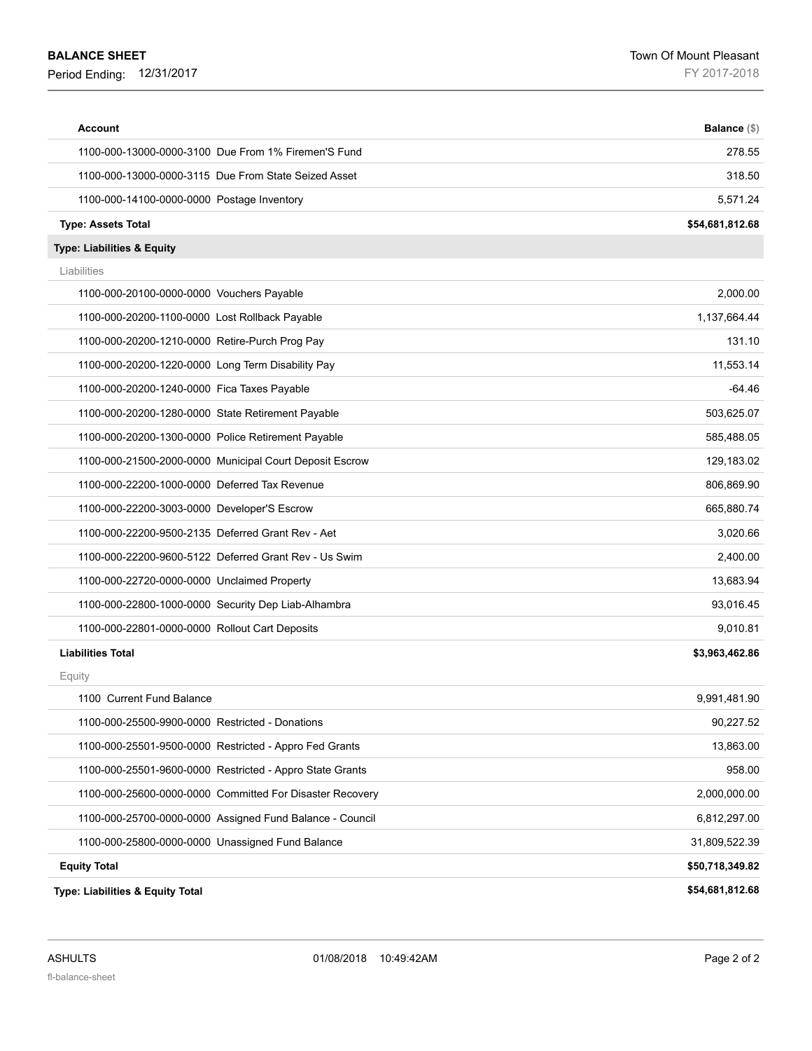**BALANCE SHEET**
Period Ending: 12/31/2017

Town Of Mount Pleasant
FY 2017-2018

| Account | Balance ($) |
|---|---|
| 1100-000-13000-0000-3100 Due From 1% Firemen'S Fund | 278.55 |
| 1100-000-13000-0000-3115 Due From State Seized Asset | 318.50 |
| 1100-000-14100-0000-0000 Postage Inventory | 5,571.24 |
| **Type: Assets Total** | **$54,681,812.68** |
| **Type: Liabilities & Equity** | |
| Liabilities | |
| 1100-000-20100-0000-0000 Vouchers Payable | 2,000.00 |
| 1100-000-20200-1100-0000 Lost Rollback Payable | 1,137,664.44 |
| 1100-000-20200-1210-0000 Retire-Purch Prog Pay | 131.10 |
| 1100-000-20200-1220-0000 Long Term Disability Pay | 11,553.14 |
| 1100-000-20200-1240-0000 Fica Taxes Payable | -64.46 |
| 1100-000-20200-1280-0000 State Retirement Payable | 503,625.07 |
| 1100-000-20200-1300-0000 Police Retirement Payable | 585,488.05 |
| 1100-000-21500-2000-0000 Municipal Court Deposit Escrow | 129,183.02 |
| 1100-000-22200-1000-0000 Deferred Tax Revenue | 806,869.90 |
| 1100-000-22200-3003-0000 Developer'S Escrow | 665,880.74 |
| 1100-000-22200-9500-2135 Deferred Grant Rev - Aet | 3,020.66 |
| 1100-000-22200-9600-5122 Deferred Grant Rev - Us Swim | 2,400.00 |
| 1100-000-22720-0000-0000 Unclaimed Property | 13,683.94 |
| 1100-000-22800-1000-0000 Security Dep Liab-Alhambra | 93,016.45 |
| 1100-000-22801-0000-0000 Rollout Cart Deposits | 9,010.81 |
| **Liabilities Total** | **$3,963,462.86** |
| Equity | |
| 1100 Current Fund Balance | 9,991,481.90 |
| 1100-000-25500-9900-0000 Restricted - Donations | 90,227.52 |
| 1100-000-25501-9500-0000 Restricted - Appro Fed Grants | 13,863.00 |
| 1100-000-25501-9600-0000 Restricted - Appro State Grants | 958.00 |
| 1100-000-25600-0000-0000 Committed For Disaster Recovery | 2,000,000.00 |
| 1100-000-25700-0000-0000 Assigned Fund Balance - Council | 6,812,297.00 |
| 1100-000-25800-0000-0000 Unassigned Fund Balance | 31,809,522.39 |
| **Equity Total** | **$50,718,349.82** |
| **Type: Liabilities & Equity Total** | **$54,681,812.68** |

ASHULTS 01/08/2018 10:49:42AM
fl-balance-sheet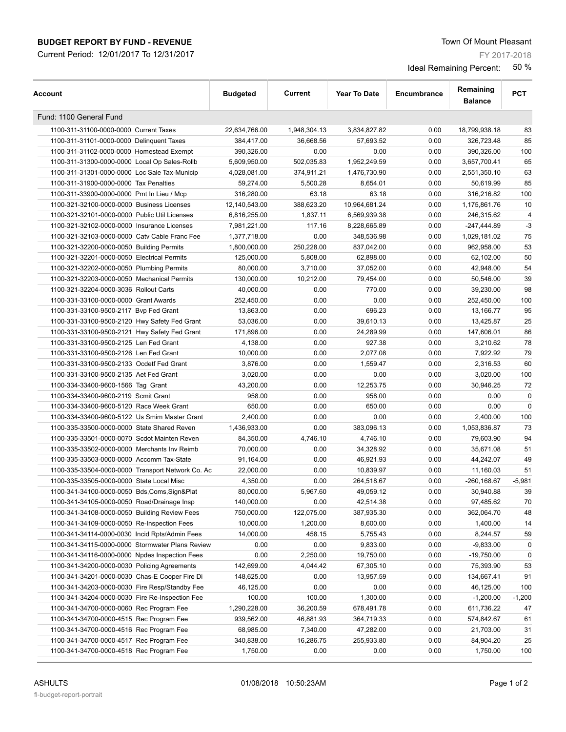**BUDGET REPORT BY FUND - REVENUE**

Current Period: 12/01/2017 To 12/31/2017

Town Of Mount Pleasant

FY 2017-2018

Ideal Remaining Percent: 50 %

| Account | Budgeted | Current | Year To Date | Encumbrance | Remaining Balance | PCT |
|---|---|---|---|---|---|---|
| Fund: 1100 General Fund | | | | | | |
| 1100-311-31100-0000-0000 Current Taxes | 22,634,766.00 | 1,948,304.13 | 3,834,827.82 | 0.00 | 18,799,938.18 | 83 |
| 1100-311-31101-0000-0000 Delinquent Taxes | 384,417.00 | 36,668.56 | 57,693.52 | 0.00 | 326,723.48 | 85 |
| 1100-311-31102-0000-0000 Homestead Exempt | 390,326.00 | 0.00 | 0.00 | 0.00 | 390,326.00 | 100 |
| 1100-311-31300-0000-0000 Local Op Sales-Rollb | 5,609,950.00 | 502,035.83 | 1,952,249.59 | 0.00 | 3,657,700.41 | 65 |
| 1100-311-31301-0000-0000 Loc Sale Tax-Municip | 4,028,081.00 | 374,911.21 | 1,476,730.90 | 0.00 | 2,551,350.10 | 63 |
| 1100-311-31900-0000-0000 Tax Penalties | 59,274.00 | 5,500.28 | 8,654.01 | 0.00 | 50,619.99 | 85 |
| 1100-311-33900-0000-0000 Pmt In Lieu / Mcp | 316,280.00 | 63.18 | 63.18 | 0.00 | 316,216.82 | 100 |
| 1100-321-32100-0000-0000 Business Licenses | 12,140,543.00 | 388,623.20 | 10,964,681.24 | 0.00 | 1,175,861.76 | 10 |
| 1100-321-32101-0000-0000 Public Util Licenses | 6,816,255.00 | 1,837.11 | 6,569,939.38 | 0.00 | 246,315.62 | 4 |
| 1100-321-32102-0000-0000 Insurance Licenses | 7,981,221.00 | 117.16 | 8,228,665.89 | 0.00 | -247,444.89 | -3 |
| 1100-321-32103-0000-0000 Catv Cable Franc Fee | 1,377,718.00 | 0.00 | 348,536.98 | 0.00 | 1,029,181.02 | 75 |
| 1100-321-32200-0000-0050 Building Permits | 1,800,000.00 | 250,228.00 | 837,042.00 | 0.00 | 962,958.00 | 53 |
| 1100-321-32201-0000-0050 Electrical Permits | 125,000.00 | 5,808.00 | 62,898.00 | 0.00 | 62,102.00 | 50 |
| 1100-321-32202-0000-0050 Plumbing Permits | 80,000.00 | 3,710.00 | 37,052.00 | 0.00 | 42,948.00 | 54 |
| 1100-321-32203-0000-0050 Mechanical Permits | 130,000.00 | 10,212.00 | 79,454.00 | 0.00 | 50,546.00 | 39 |
| 1100-321-32204-0000-3036 Rollout Carts | 40,000.00 | 0.00 | 770.00 | 0.00 | 39,230.00 | 98 |
| 1100-331-33100-0000-0000 Grant Awards | 252,450.00 | 0.00 | 0.00 | 0.00 | 252,450.00 | 100 |
| 1100-331-33100-9500-2117 Bvp Fed Grant | 13,863.00 | 0.00 | 696.23 | 0.00 | 13,166.77 | 95 |
| 1100-331-33100-9500-2120 Hwy Safety Fed Grant | 53,036.00 | 0.00 | 39,610.13 | 0.00 | 13,425.87 | 25 |
| 1100-331-33100-9500-2121 Hwy Safety Fed Grant | 171,896.00 | 0.00 | 24,289.99 | 0.00 | 147,606.01 | 86 |
| 1100-331-33100-9500-2125 Len Fed Grant | 4,138.00 | 0.00 | 927.38 | 0.00 | 3,210.62 | 78 |
| 1100-331-33100-9500-2126 Len Fed Grant | 10,000.00 | 0.00 | 2,077.08 | 0.00 | 7,922.92 | 79 |
| 1100-331-33100-9500-2133 Ocdetf Fed Grant | 3,876.00 | 0.00 | 1,559.47 | 0.00 | 2,316.53 | 60 |
| 1100-331-33100-9500-2135 Aet Fed Grant | 3,020.00 | 0.00 | 0.00 | 0.00 | 3,020.00 | 100 |
| 1100-334-33400-9600-1566 Tag Grant | 43,200.00 | 0.00 | 12,253.75 | 0.00 | 30,946.25 | 72 |
| 1100-334-33400-9600-2119 Scmit Grant | 958.00 | 0.00 | 958.00 | 0.00 | 0.00 | 0 |
| 1100-334-33400-9600-5120 Race Week Grant | 650.00 | 0.00 | 650.00 | 0.00 | 0.00 | 0 |
| 1100-334-33400-9600-5122 Us Smim Master Grant | 2,400.00 | 0.00 | 0.00 | 0.00 | 2,400.00 | 100 |
| 1100-335-33500-0000-0000 State Shared Reven | 1,436,933.00 | 0.00 | 383,096.13 | 0.00 | 1,053,836.87 | 73 |
| 1100-335-33501-0000-0070 Scdot Mainten Reven | 84,350.00 | 4,746.10 | 4,746.10 | 0.00 | 79,603.90 | 94 |
| 1100-335-33502-0000-0000 Merchants Inv Reimb | 70,000.00 | 0.00 | 34,328.92 | 0.00 | 35,671.08 | 51 |
| 1100-335-33503-0000-0000 Accomm Tax-State | 91,164.00 | 0.00 | 46,921.93 | 0.00 | 44,242.07 | 49 |
| 1100-335-33504-0000-0000 Transport Network Co. Ac | 22,000.00 | 0.00 | 10,839.97 | 0.00 | 11,160.03 | 51 |
| 1100-335-33505-0000-0000 State Local Misc | 4,350.00 | 0.00 | 264,518.67 | 0.00 | -260,168.67 | -5,981 |
| 1100-341-34100-0000-0050 Bds,Coms,Sign&Plat | 80,000.00 | 5,967.60 | 49,059.12 | 0.00 | 30,940.88 | 39 |
| 1100-341-34105-0000-0050 Road/Drainage Insp | 140,000.00 | 0.00 | 42,514.38 | 0.00 | 97,485.62 | 70 |
| 1100-341-34108-0000-0050 Building Review Fees | 750,000.00 | 122,075.00 | 387,935.30 | 0.00 | 362,064.70 | 48 |
| 1100-341-34109-0000-0050 Re-Inspection Fees | 10,000.00 | 1,200.00 | 8,600.00 | 0.00 | 1,400.00 | 14 |
| 1100-341-34114-0000-0030 Incid Rpts/Admin Fees | 14,000.00 | 458.15 | 5,755.43 | 0.00 | 8,244.57 | 59 |
| 1100-341-34115-0000-0000 Stormwater Plans Review | 0.00 | 0.00 | 9,833.00 | 0.00 | -9,833.00 | 0 |
| 1100-341-34116-0000-0000 Npdes Inspection Fees | 0.00 | 2,250.00 | 19,750.00 | 0.00 | -19,750.00 | 0 |
| 1100-341-34200-0000-0030 Policing Agreements | 142,699.00 | 4,044.42 | 67,305.10 | 0.00 | 75,393.90 | 53 |
| 1100-341-34201-0000-0030 Chas-E Cooper Fire Di | 148,625.00 | 0.00 | 13,957.59 | 0.00 | 134,667.41 | 91 |
| 1100-341-34203-0000-0030 Fire Resp/Standby Fee | 46,125.00 | 0.00 | 0.00 | 0.00 | 46,125.00 | 100 |
| 1100-341-34204-0000-0030 Fire Re-Inspection Fee | 100.00 | 100.00 | 1,300.00 | 0.00 | -1,200.00 | -1,200 |
| 1100-341-34700-0000-0060 Rec Program Fee | 1,290,228.00 | 36,200.59 | 678,491.78 | 0.00 | 611,736.22 | 47 |
| 1100-341-34700-0000-4515 Rec Program Fee | 939,562.00 | 46,881.93 | 364,719.33 | 0.00 | 574,842.67 | 61 |
| 1100-341-34700-0000-4516 Rec Program Fee | 68,985.00 | 7,340.00 | 47,282.00 | 0.00 | 21,703.00 | 31 |
| 1100-341-34700-0000-4517 Rec Program Fee | 340,838.00 | 16,286.75 | 255,933.80 | 0.00 | 84,904.20 | 25 |
| 1100-341-34700-0000-4518 Rec Program Fee | 1,750.00 | 0.00 | 0.00 | 0.00 | 1,750.00 | 100 |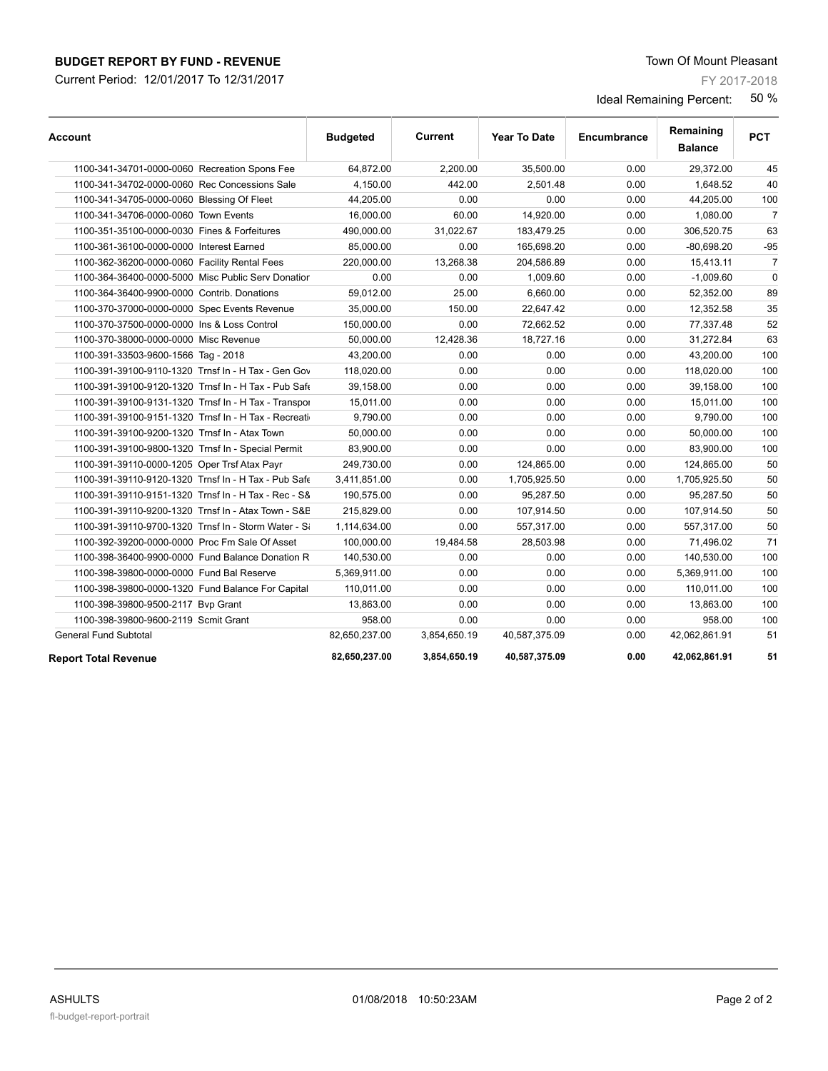**BUDGET REPORT BY FUND - REVENUE**

Current Period: 12/01/2017 To 12/31/2017

Town Of Mount Pleasant

FY 2017-2018

Ideal Remaining Percent: 50 %

| Account | Budgeted | Current | Year To Date | Encumbrance | Remaining Balance | PCT |
|---|---|---|---|---|---|---|
| 1100-341-34701-0000-0060 Recreation Spons Fee | 64,872.00 | 2,200.00 | 35,500.00 | 0.00 | 29,372.00 | 45 |
| 1100-341-34702-0000-0060 Rec Concessions Sale | 4,150.00 | 442.00 | 2,501.48 | 0.00 | 1,648.52 | 40 |
| 1100-341-34705-0000-0060 Blessing Of Fleet | 44,205.00 | 0.00 | 0.00 | 0.00 | 44,205.00 | 100 |
| 1100-341-34706-0000-0060 Town Events | 16,000.00 | 60.00 | 14,920.00 | 0.00 | 1,080.00 | 7 |
| 1100-351-35100-0000-0030 Fines & Forfeitures | 490,000.00 | 31,022.67 | 183,479.25 | 0.00 | 306,520.75 | 63 |
| 1100-361-36100-0000-0000 Interest Earned | 85,000.00 | 0.00 | 165,698.20 | 0.00 | -80,698.20 | -95 |
| 1100-362-36200-0000-0060 Facility Rental Fees | 220,000.00 | 13,268.38 | 204,586.89 | 0.00 | 15,413.11 | 7 |
| 1100-364-36400-0000-5000 Misc Public Serv Donatior | 0.00 | 0.00 | 1,009.60 | 0.00 | -1,009.60 | 0 |
| 1100-364-36400-9900-0000 Contrib. Donations | 59,012.00 | 25.00 | 6,660.00 | 0.00 | 52,352.00 | 89 |
| 1100-370-37000-0000-0000 Spec Events Revenue | 35,000.00 | 150.00 | 22,647.42 | 0.00 | 12,352.58 | 35 |
| 1100-370-37500-0000-0000 Ins & Loss Control | 150,000.00 | 0.00 | 72,662.52 | 0.00 | 77,337.48 | 52 |
| 1100-370-38000-0000-0000 Misc Revenue | 50,000.00 | 12,428.36 | 18,727.16 | 0.00 | 31,272.84 | 63 |
| 1100-391-33503-9600-1566 Tag - 2018 | 43,200.00 | 0.00 | 0.00 | 0.00 | 43,200.00 | 100 |
| 1100-391-39100-9110-1320 Trnsf In - H Tax - Gen Gov | 118,020.00 | 0.00 | 0.00 | 0.00 | 118,020.00 | 100 |
| 1100-391-39100-9120-1320 Trnsf In - H Tax - Pub Safe | 39,158.00 | 0.00 | 0.00 | 0.00 | 39,158.00 | 100 |
| 1100-391-39100-9131-1320 Trnsf In - H Tax - Transpor | 15,011.00 | 0.00 | 0.00 | 0.00 | 15,011.00 | 100 |
| 1100-391-39100-9151-1320 Trnsf In - H Tax - Recreati | 9,790.00 | 0.00 | 0.00 | 0.00 | 9,790.00 | 100 |
| 1100-391-39100-9200-1320 Trnsf In - Atax Town | 50,000.00 | 0.00 | 0.00 | 0.00 | 50,000.00 | 100 |
| 1100-391-39100-9800-1320 Trnsf In - Special Permit | 83,900.00 | 0.00 | 0.00 | 0.00 | 83,900.00 | 100 |
| 1100-391-39110-0000-1205 Oper Trsf Atax Payr | 249,730.00 | 0.00 | 124,865.00 | 0.00 | 124,865.00 | 50 |
| 1100-391-39110-9120-1320 Trnsf In - H Tax - Pub Safe | 3,411,851.00 | 0.00 | 1,705,925.50 | 0.00 | 1,705,925.50 | 50 |
| 1100-391-39110-9151-1320 Trnsf In - H Tax - Rec - S& | 190,575.00 | 0.00 | 95,287.50 | 0.00 | 95,287.50 | 50 |
| 1100-391-39110-9200-1320 Trnsf In - Atax Town - S&E | 215,829.00 | 0.00 | 107,914.50 | 0.00 | 107,914.50 | 50 |
| 1100-391-39110-9700-1320 Trnsf In - Storm Water - Sa | 1,114,634.00 | 0.00 | 557,317.00 | 0.00 | 557,317.00 | 50 |
| 1100-392-39200-0000-0000 Proc Fm Sale Of Asset | 100,000.00 | 19,484.58 | 28,503.98 | 0.00 | 71,496.02 | 71 |
| 1100-398-36400-9900-0000 Fund Balance Donation R | 140,530.00 | 0.00 | 0.00 | 0.00 | 140,530.00 | 100 |
| 1100-398-39800-0000-0000 Fund Bal Reserve | 5,369,911.00 | 0.00 | 0.00 | 0.00 | 5,369,911.00 | 100 |
| 1100-398-39800-0000-1320 Fund Balance For Capital | 110,011.00 | 0.00 | 0.00 | 0.00 | 110,011.00 | 100 |
| 1100-398-39800-9500-2117 Bvp Grant | 13,863.00 | 0.00 | 0.00 | 0.00 | 13,863.00 | 100 |
| 1100-398-39800-9600-2119 Scmit Grant | 958.00 | 0.00 | 0.00 | 0.00 | 958.00 | 100 |
| General Fund Subtotal | 82,650,237.00 | 3,854,650.19 | 40,587,375.09 | 0.00 | 42,062,861.91 | 51 |
| **Report Total Revenue** | **82,650,237.00** | **3,854,650.19** | **40,587,375.09** | **0.00** | **42,062,861.91** | **51** |

ASHULTS 01/08/2018 10:50:23AM

fl-budget-report-portrait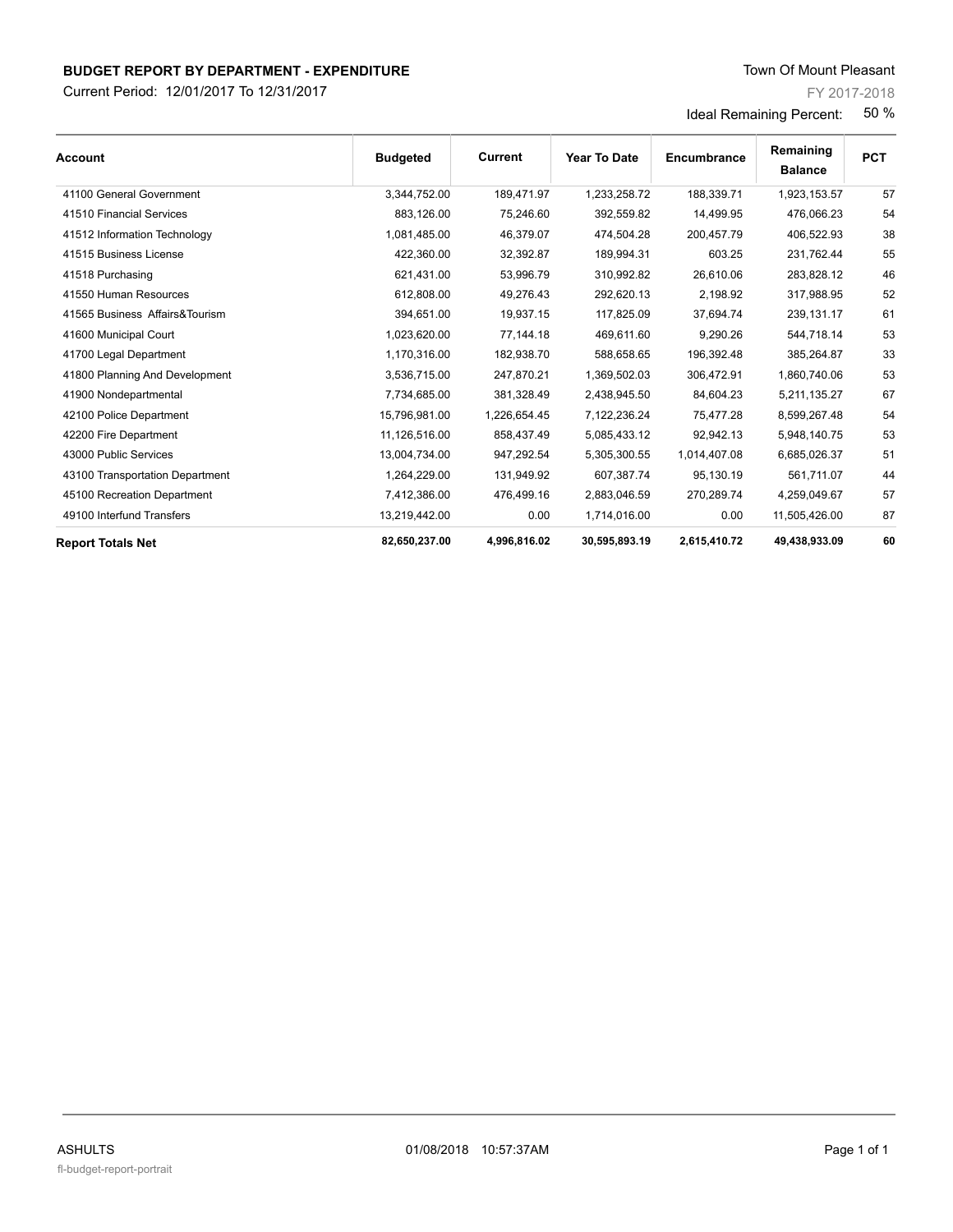**BUDGET REPORT BY DEPARTMENT - EXPENDITURE**

Current Period: 12/01/2017 To 12/31/2017

Town Of Mount Pleasant

FY 2017-2018

Ideal Remaining Percent: 50 %

| Account | Budgeted | Current | Year To Date | Encumbrance | Remaining Balance | PCT |
|---|---|---|---|---|---|---|
| 41100 General Government | 3,344,752.00 | 189,471.97 | 1,233,258.72 | 188,339.71 | 1,923,153.57 | 57 |
| 41510 Financial Services | 883,126.00 | 75,246.60 | 392,559.82 | 14,499.95 | 476,066.23 | 54 |
| 41512 Information Technology | 1,081,485.00 | 46,379.07 | 474,504.28 | 200,457.79 | 406,522.93 | 38 |
| 41515 Business License | 422,360.00 | 32,392.87 | 189,994.31 | 603.25 | 231,762.44 | 55 |
| 41518 Purchasing | 621,431.00 | 53,996.79 | 310,992.82 | 26,610.06 | 283,828.12 | 46 |
| 41550 Human Resources | 612,808.00 | 49,276.43 | 292,620.13 | 2,198.92 | 317,988.95 | 52 |
| 41565 Business Affairs&Tourism | 394,651.00 | 19,937.15 | 117,825.09 | 37,694.74 | 239,131.17 | 61 |
| 41600 Municipal Court | 1,023,620.00 | 77,144.18 | 469,611.60 | 9,290.26 | 544,718.14 | 53 |
| 41700 Legal Department | 1,170,316.00 | 182,938.70 | 588,658.65 | 196,392.48 | 385,264.87 | 33 |
| 41800 Planning And Development | 3,536,715.00 | 247,870.21 | 1,369,502.03 | 306,472.91 | 1,860,740.06 | 53 |
| 41900 Nondepartmental | 7,734,685.00 | 381,328.49 | 2,438,945.50 | 84,604.23 | 5,211,135.27 | 67 |
| 42100 Police Department | 15,796,981.00 | 1,226,654.45 | 7,122,236.24 | 75,477.28 | 8,599,267.48 | 54 |
| 42200 Fire Department | 11,126,516.00 | 858,437.49 | 5,085,433.12 | 92,942.13 | 5,948,140.75 | 53 |
| 43000 Public Services | 13,004,734.00 | 947,292.54 | 5,305,300.55 | 1,014,407.08 | 6,685,026.37 | 51 |
| 43100 Transportation Department | 1,264,229.00 | 131,949.92 | 607,387.74 | 95,130.19 | 561,711.07 | 44 |
| 45100 Recreation Department | 7,412,386.00 | 476,499.16 | 2,883,046.59 | 270,289.74 | 4,259,049.67 | 57 |
| 49100 Interfund Transfers | 13,219,442.00 | 0.00 | 1,714,016.00 | 0.00 | 11,505,426.00 | 87 |
| **Report Totals Net** | **82,650,237.00** | **4,996,816.02** | **30,595,893.19** | **2,615,410.72** | **49,438,933.09** | **60** |

ASHULTS 01/08/2018 10:57:37AM

fl-budget-report-portrait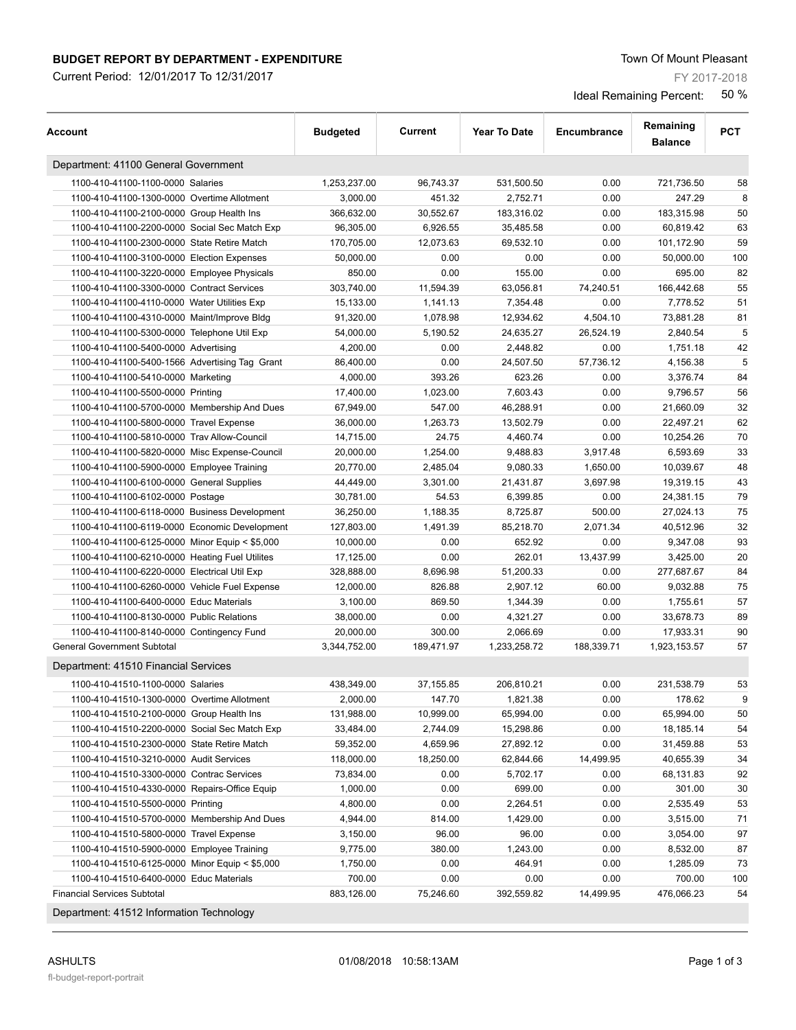## BUDGET REPORT BY DEPARTMENT - EXPENDITURE

Current Period: 12/01/2017 To 12/31/2017

Town Of Mount Pleasant

FY 2017-2018

Ideal Remaining Percent: 50 %

| Account | Budgeted | Current | Year To Date | Encumbrance | Remaining Balance | PCT |
|---|---|---|---|---|---|---|
| **Department: 41100 General Government** | | | | | | |
| 1100-410-41100-1100-0000 Salaries | 1,253,237.00 | 96,743.37 | 531,500.50 | 0.00 | 721,736.50 | 58 |
| 1100-410-41100-1300-0000 Overtime Allotment | 3,000.00 | 451.32 | 2,752.71 | 0.00 | 247.29 | 8 |
| 1100-410-41100-2100-0000 Group Health Ins | 366,632.00 | 30,552.67 | 183,316.02 | 0.00 | 183,315.98 | 50 |
| 1100-410-41100-2200-0000 Social Sec Match Exp | 96,305.00 | 6,926.55 | 35,485.58 | 0.00 | 60,819.42 | 63 |
| 1100-410-41100-2300-0000 State Retire Match | 170,705.00 | 12,073.63 | 69,532.10 | 0.00 | 101,172.90 | 59 |
| 1100-410-41100-3100-0000 Election Expenses | 50,000.00 | 0.00 | 0.00 | 0.00 | 50,000.00 | 100 |
| 1100-410-41100-3220-0000 Employee Physicals | 850.00 | 0.00 | 155.00 | 0.00 | 695.00 | 82 |
| 1100-410-41100-3300-0000 Contract Services | 303,740.00 | 11,594.39 | 63,056.81 | 74,240.51 | 166,442.68 | 55 |
| 1100-410-41100-4110-0000 Water Utilities Exp | 15,133.00 | 1,141.13 | 7,354.48 | 0.00 | 7,778.52 | 51 |
| 1100-410-41100-4310-0000 Maint/Improve Bldg | 91,320.00 | 1,078.98 | 12,934.62 | 4,504.10 | 73,881.28 | 81 |
| 1100-410-41100-5300-0000 Telephone Util Exp | 54,000.00 | 5,190.52 | 24,635.27 | 26,524.19 | 2,840.54 | 5 |
| 1100-410-41100-5400-0000 Advertising | 4,200.00 | 0.00 | 2,448.82 | 0.00 | 1,751.18 | 42 |
| 1100-410-41100-5400-1566 Advertising Tag Grant | 86,400.00 | 0.00 | 24,507.50 | 57,736.12 | 4,156.38 | 5 |
| 1100-410-41100-5410-0000 Marketing | 4,000.00 | 393.26 | 623.26 | 0.00 | 3,376.74 | 84 |
| 1100-410-41100-5500-0000 Printing | 17,400.00 | 1,023.00 | 7,603.43 | 0.00 | 9,796.57 | 56 |
| 1100-410-41100-5700-0000 Membership And Dues | 67,949.00 | 547.00 | 46,288.91 | 0.00 | 21,660.09 | 32 |
| 1100-410-41100-5800-0000 Travel Expense | 36,000.00 | 1,263.73 | 13,502.79 | 0.00 | 22,497.21 | 62 |
| 1100-410-41100-5810-0000 Trav Allow-Council | 14,715.00 | 24.75 | 4,460.74 | 0.00 | 10,254.26 | 70 |
| 1100-410-41100-5820-0000 Misc Expense-Council | 20,000.00 | 1,254.00 | 9,488.83 | 3,917.48 | 6,593.69 | 33 |
| 1100-410-41100-5900-0000 Employee Training | 20,770.00 | 2,485.04 | 9,080.33 | 1,650.00 | 10,039.67 | 48 |
| 1100-410-41100-6100-0000 General Supplies | 44,449.00 | 3,301.00 | 21,431.87 | 3,697.98 | 19,319.15 | 43 |
| 1100-410-41100-6102-0000 Postage | 30,781.00 | 54.53 | 6,399.85 | 0.00 | 24,381.15 | 79 |
| 1100-410-41100-6118-0000 Business Development | 36,250.00 | 1,188.35 | 8,725.87 | 500.00 | 27,024.13 | 75 |
| 1100-410-41100-6119-0000 Economic Development | 127,803.00 | 1,491.39 | 85,218.70 | 2,071.34 | 40,512.96 | 32 |
| 1100-410-41100-6125-0000 Minor Equip < $5,000 | 10,000.00 | 0.00 | 652.92 | 0.00 | 9,347.08 | 93 |
| 1100-410-41100-6210-0000 Heating Fuel Utilites | 17,125.00 | 0.00 | 262.01 | 13,437.99 | 3,425.00 | 20 |
| 1100-410-41100-6220-0000 Electrical Util Exp | 328,888.00 | 8,696.98 | 51,200.33 | 0.00 | 277,687.67 | 84 |
| 1100-410-41100-6260-0000 Vehicle Fuel Expense | 12,000.00 | 826.88 | 2,907.12 | 60.00 | 9,032.88 | 75 |
| 1100-410-41100-6400-0000 Educ Materials | 3,100.00 | 869.50 | 1,344.39 | 0.00 | 1,755.61 | 57 |
| 1100-410-41100-8130-0000 Public Relations | 38,000.00 | 0.00 | 4,321.27 | 0.00 | 33,678.73 | 89 |
| 1100-410-41100-8140-0000 Contingency Fund | 20,000.00 | 300.00 | 2,066.69 | 0.00 | 17,933.31 | 90 |
| General Government Subtotal | 3,344,752.00 | 189,471.97 | 1,233,258.72 | 188,339.71 | 1,923,153.57 | 57 |
| **Department: 41510 Financial Services** | | | | | | |
| 1100-410-41510-1100-0000 Salaries | 438,349.00 | 37,155.85 | 206,810.21 | 0.00 | 231,538.79 | 53 |
| 1100-410-41510-1300-0000 Overtime Allotment | 2,000.00 | 147.70 | 1,821.38 | 0.00 | 178.62 | 9 |
| 1100-410-41510-2100-0000 Group Health Ins | 131,988.00 | 10,999.00 | 65,994.00 | 0.00 | 65,994.00 | 50 |
| 1100-410-41510-2200-0000 Social Sec Match Exp | 33,484.00 | 2,744.09 | 15,298.86 | 0.00 | 18,185.14 | 54 |
| 1100-410-41510-2300-0000 State Retire Match | 59,352.00 | 4,659.96 | 27,892.12 | 0.00 | 31,459.88 | 53 |
| 1100-410-41510-3210-0000 Audit Services | 118,000.00 | 18,250.00 | 62,844.66 | 14,499.95 | 40,655.39 | 34 |
| 1100-410-41510-3300-0000 Contrac Services | 73,834.00 | 0.00 | 5,702.17 | 0.00 | 68,131.83 | 92 |
| 1100-410-41510-4330-0000 Repairs-Office Equip | 1,000.00 | 0.00 | 699.00 | 0.00 | 301.00 | 30 |
| 1100-410-41510-5500-0000 Printing | 4,800.00 | 0.00 | 2,264.51 | 0.00 | 2,535.49 | 53 |
| 1100-410-41510-5700-0000 Membership And Dues | 4,944.00 | 814.00 | 1,429.00 | 0.00 | 3,515.00 | 71 |
| 1100-410-41510-5800-0000 Travel Expense | 3,150.00 | 96.00 | 96.00 | 0.00 | 3,054.00 | 97 |
| 1100-410-41510-5900-0000 Employee Training | 9,775.00 | 380.00 | 1,243.00 | 0.00 | 8,532.00 | 87 |
| 1100-410-41510-6125-0000 Minor Equip < $5,000 | 1,750.00 | 0.00 | 464.91 | 0.00 | 1,285.09 | 73 |
| 1100-410-41510-6400-0000 Educ Materials | 700.00 | 0.00 | 0.00 | 0.00 | 700.00 | 100 |
| Financial Services Subtotal | 883,126.00 | 75,246.60 | 392,559.82 | 14,499.95 | 476,066.23 | 54 |
| **Department: 41512 Information Technology** | | | | | | |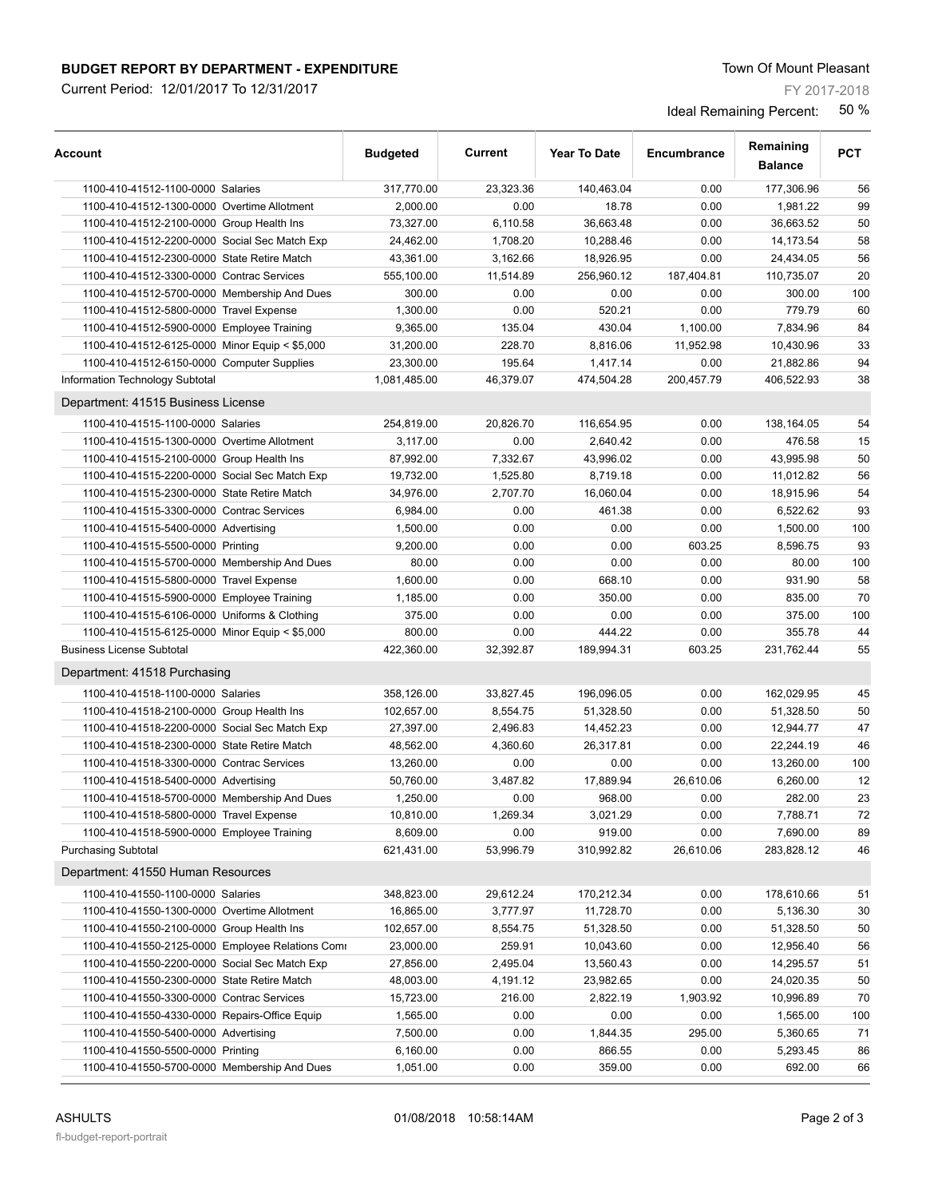**BUDGET REPORT BY DEPARTMENT - EXPENDITURE**

Current Period: 12/01/2017 To 12/31/2017

Town Of Mount Pleasant

FY 2017-2018

Ideal Remaining Percent: 50 %

| Account | Budgeted | Current | Year To Date | Encumbrance | Remaining Balance | PCT |
|---|---|---|---|---|---|---|
| 1100-410-41512-1100-0000 Salaries | 317,770.00 | 23,323.36 | 140,463.04 | 0.00 | 177,306.96 | 56 |
| 1100-410-41512-1300-0000 Overtime Allotment | 2,000.00 | 0.00 | 18.78 | 0.00 | 1,981.22 | 99 |
| 1100-410-41512-2100-0000 Group Health Ins | 73,327.00 | 6,110.58 | 36,663.48 | 0.00 | 36,663.52 | 50 |
| 1100-410-41512-2200-0000 Social Sec Match Exp | 24,462.00 | 1,708.20 | 10,288.46 | 0.00 | 14,173.54 | 58 |
| 1100-410-41512-2300-0000 State Retire Match | 43,361.00 | 3,162.66 | 18,926.95 | 0.00 | 24,434.05 | 56 |
| 1100-410-41512-3300-0000 Contrac Services | 555,100.00 | 11,514.89 | 256,960.12 | 187,404.81 | 110,735.07 | 20 |
| 1100-410-41512-5700-0000 Membership And Dues | 300.00 | 0.00 | 0.00 | 0.00 | 300.00 | 100 |
| 1100-410-41512-5800-0000 Travel Expense | 1,300.00 | 0.00 | 520.21 | 0.00 | 779.79 | 60 |
| 1100-410-41512-5900-0000 Employee Training | 9,365.00 | 135.04 | 430.04 | 1,100.00 | 7,834.96 | 84 |
| 1100-410-41512-6125-0000 Minor Equip < $5,000 | 31,200.00 | 228.70 | 8,816.06 | 11,952.98 | 10,430.96 | 33 |
| 1100-410-41512-6150-0000 Computer Supplies | 23,300.00 | 195.64 | 1,417.14 | 0.00 | 21,882.86 | 94 |
| Information Technology Subtotal | 1,081,485.00 | 46,379.07 | 474,504.28 | 200,457.79 | 406,522.93 | 38 |
| **Department: 41515 Business License** | | | | | | |
| 1100-410-41515-1100-0000 Salaries | 254,819.00 | 20,826.70 | 116,654.95 | 0.00 | 138,164.05 | 54 |
| 1100-410-41515-1300-0000 Overtime Allotment | 3,117.00 | 0.00 | 2,640.42 | 0.00 | 476.58 | 15 |
| 1100-410-41515-2100-0000 Group Health Ins | 87,992.00 | 7,332.67 | 43,996.02 | 0.00 | 43,995.98 | 50 |
| 1100-410-41515-2200-0000 Social Sec Match Exp | 19,732.00 | 1,525.80 | 8,719.18 | 0.00 | 11,012.82 | 56 |
| 1100-410-41515-2300-0000 State Retire Match | 34,976.00 | 2,707.70 | 16,060.04 | 0.00 | 18,915.96 | 54 |
| 1100-410-41515-3300-0000 Contrac Services | 6,984.00 | 0.00 | 461.38 | 0.00 | 6,522.62 | 93 |
| 1100-410-41515-5400-0000 Advertising | 1,500.00 | 0.00 | 0.00 | 0.00 | 1,500.00 | 100 |
| 1100-410-41515-5500-0000 Printing | 9,200.00 | 0.00 | 0.00 | 603.25 | 8,596.75 | 93 |
| 1100-410-41515-5700-0000 Membership And Dues | 80.00 | 0.00 | 0.00 | 0.00 | 80.00 | 100 |
| 1100-410-41515-5800-0000 Travel Expense | 1,600.00 | 0.00 | 668.10 | 0.00 | 931.90 | 58 |
| 1100-410-41515-5900-0000 Employee Training | 1,185.00 | 0.00 | 350.00 | 0.00 | 835.00 | 70 |
| 1100-410-41515-6106-0000 Uniforms & Clothing | 375.00 | 0.00 | 0.00 | 0.00 | 375.00 | 100 |
| 1100-410-41515-6125-0000 Minor Equip < $5,000 | 800.00 | 0.00 | 444.22 | 0.00 | 355.78 | 44 |
| Business License Subtotal | 422,360.00 | 32,392.87 | 189,994.31 | 603.25 | 231,762.44 | 55 |
| **Department: 41518 Purchasing** | | | | | | |
| 1100-410-41518-1100-0000 Salaries | 358,126.00 | 33,827.45 | 196,096.05 | 0.00 | 162,029.95 | 45 |
| 1100-410-41518-2100-0000 Group Health Ins | 102,657.00 | 8,554.75 | 51,328.50 | 0.00 | 51,328.50 | 50 |
| 1100-410-41518-2200-0000 Social Sec Match Exp | 27,397.00 | 2,496.83 | 14,452.23 | 0.00 | 12,944.77 | 47 |
| 1100-410-41518-2300-0000 State Retire Match | 48,562.00 | 4,360.60 | 26,317.81 | 0.00 | 22,244.19 | 46 |
| 1100-410-41518-3300-0000 Contrac Services | 13,260.00 | 0.00 | 0.00 | 0.00 | 13,260.00 | 100 |
| 1100-410-41518-5400-0000 Advertising | 50,760.00 | 3,487.82 | 17,889.94 | 26,610.06 | 6,260.00 | 12 |
| 1100-410-41518-5700-0000 Membership And Dues | 1,250.00 | 0.00 | 968.00 | 0.00 | 282.00 | 23 |
| 1100-410-41518-5800-0000 Travel Expense | 10,810.00 | 1,269.34 | 3,021.29 | 0.00 | 7,788.71 | 72 |
| 1100-410-41518-5900-0000 Employee Training | 8,609.00 | 0.00 | 919.00 | 0.00 | 7,690.00 | 89 |
| Purchasing Subtotal | 621,431.00 | 53,996.79 | 310,992.82 | 26,610.06 | 283,828.12 | 46 |
| **Department: 41550 Human Resources** | | | | | | |
| 1100-410-41550-1100-0000 Salaries | 348,823.00 | 29,612.24 | 170,212.34 | 0.00 | 178,610.66 | 51 |
| 1100-410-41550-1300-0000 Overtime Allotment | 16,865.00 | 3,777.97 | 11,728.70 | 0.00 | 5,136.30 | 30 |
| 1100-410-41550-2100-0000 Group Health Ins | 102,657.00 | 8,554.75 | 51,328.50 | 0.00 | 51,328.50 | 50 |
| 1100-410-41550-2125-0000 Employee Relations Comm | 23,000.00 | 259.91 | 10,043.60 | 0.00 | 12,956.40 | 56 |
| 1100-410-41550-2200-0000 Social Sec Match Exp | 27,856.00 | 2,495.04 | 13,560.43 | 0.00 | 14,295.57 | 51 |
| 1100-410-41550-2300-0000 State Retire Match | 48,003.00 | 4,191.12 | 23,982.65 | 0.00 | 24,020.35 | 50 |
| 1100-410-41550-3300-0000 Contrac Services | 15,723.00 | 216.00 | 2,822.19 | 1,903.92 | 10,996.89 | 70 |
| 1100-410-41550-4330-0000 Repairs-Office Equip | 1,565.00 | 0.00 | 0.00 | 0.00 | 1,565.00 | 100 |
| 1100-410-41550-5400-0000 Advertising | 7,500.00 | 0.00 | 1,844.35 | 295.00 | 5,360.65 | 71 |
| 1100-410-41550-5500-0000 Printing | 6,160.00 | 0.00 | 866.55 | 0.00 | 5,293.45 | 86 |
| 1100-410-41550-5700-0000 Membership And Dues | 1,051.00 | 0.00 | 359.00 | 0.00 | 692.00 | 66 |

ASHULTS 01/08/2018 10:58:14AM

fl-budget-report-portrait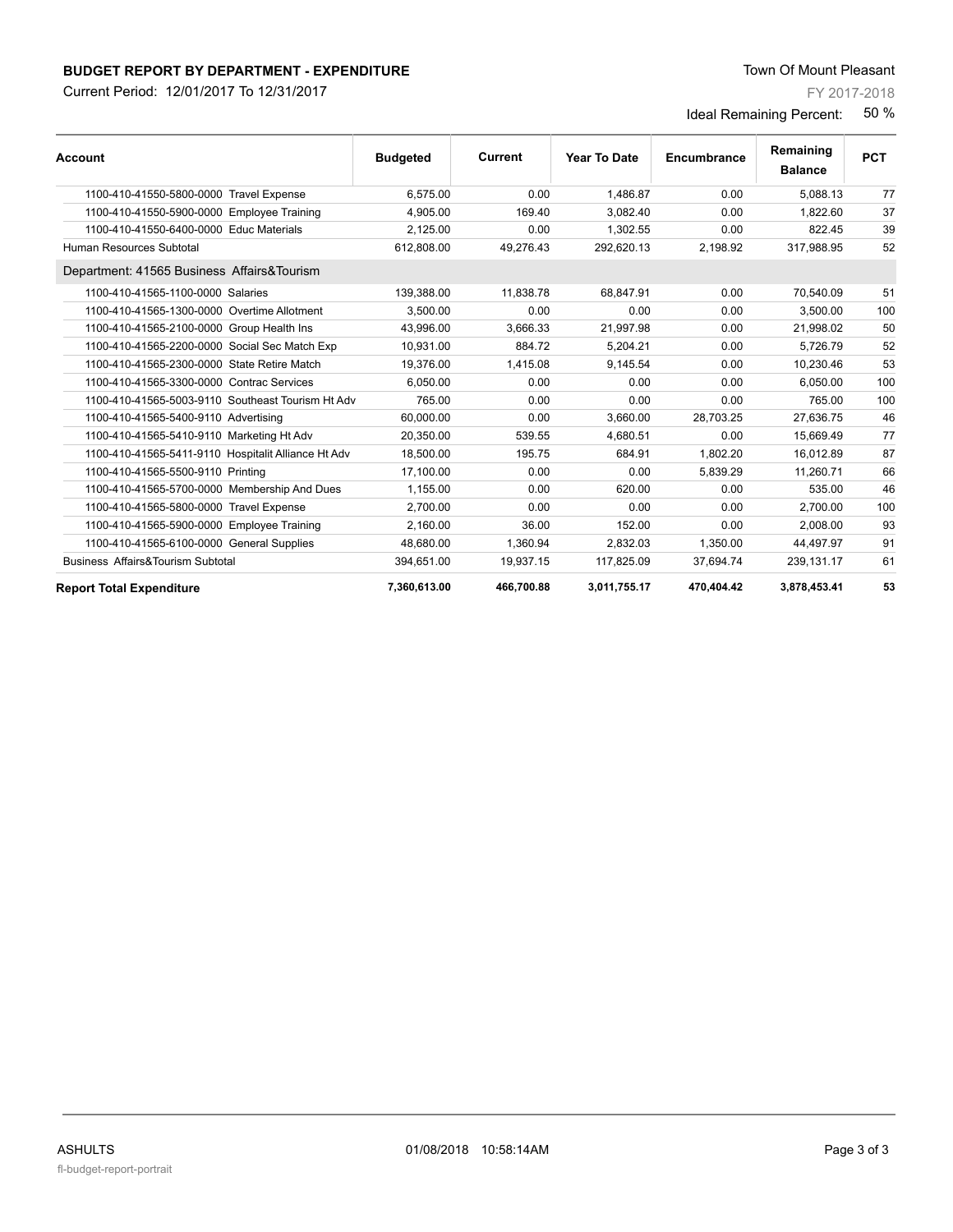## BUDGET REPORT BY DEPARTMENT - EXPENDITURE

Current Period: 12/01/2017 To 12/31/2017

Town Of Mount Pleasant

FY 2017-2018

Ideal Remaining Percent: 50 %

| Account | Budgeted | Current | Year To Date | Encumbrance | Remaining Balance | PCT |
|---|---|---|---|---|---|---|
| 1100-410-41550-5800-0000 Travel Expense | 6,575.00 | 0.00 | 1,486.87 | 0.00 | 5,088.13 | 77 |
| 1100-410-41550-5900-0000 Employee Training | 4,905.00 | 169.40 | 3,082.40 | 0.00 | 1,822.60 | 37 |
| 1100-410-41550-6400-0000 Educ Materials | 2,125.00 | 0.00 | 1,302.55 | 0.00 | 822.45 | 39 |
| Human Resources Subtotal | 612,808.00 | 49,276.43 | 292,620.13 | 2,198.92 | 317,988.95 | 52 |
| Department: 41565 Business Affairs&Tourism | | | | | | |
| 1100-410-41565-1100-0000 Salaries | 139,388.00 | 11,838.78 | 68,847.91 | 0.00 | 70,540.09 | 51 |
| 1100-410-41565-1300-0000 Overtime Allotment | 3,500.00 | 0.00 | 0.00 | 0.00 | 3,500.00 | 100 |
| 1100-410-41565-2100-0000 Group Health Ins | 43,996.00 | 3,666.33 | 21,997.98 | 0.00 | 21,998.02 | 50 |
| 1100-410-41565-2200-0000 Social Sec Match Exp | 10,931.00 | 884.72 | 5,204.21 | 0.00 | 5,726.79 | 52 |
| 1100-410-41565-2300-0000 State Retire Match | 19,376.00 | 1,415.08 | 9,145.54 | 0.00 | 10,230.46 | 53 |
| 1100-410-41565-3300-0000 Contrac Services | 6,050.00 | 0.00 | 0.00 | 0.00 | 6,050.00 | 100 |
| 1100-410-41565-5003-9110 Southeast Tourism Ht Adv | 765.00 | 0.00 | 0.00 | 0.00 | 765.00 | 100 |
| 1100-410-41565-5400-9110 Advertising | 60,000.00 | 0.00 | 3,660.00 | 28,703.25 | 27,636.75 | 46 |
| 1100-410-41565-5410-9110 Marketing Ht Adv | 20,350.00 | 539.55 | 4,680.51 | 0.00 | 15,669.49 | 77 |
| 1100-410-41565-5411-9110 Hospitalit Alliance Ht Adv | 18,500.00 | 195.75 | 684.91 | 1,802.20 | 16,012.89 | 87 |
| 1100-410-41565-5500-9110 Printing | 17,100.00 | 0.00 | 0.00 | 5,839.29 | 11,260.71 | 66 |
| 1100-410-41565-5700-0000 Membership And Dues | 1,155.00 | 0.00 | 620.00 | 0.00 | 535.00 | 46 |
| 1100-410-41565-5800-0000 Travel Expense | 2,700.00 | 0.00 | 0.00 | 0.00 | 2,700.00 | 100 |
| 1100-410-41565-5900-0000 Employee Training | 2,160.00 | 36.00 | 152.00 | 0.00 | 2,008.00 | 93 |
| 1100-410-41565-6100-0000 General Supplies | 48,680.00 | 1,360.94 | 2,832.03 | 1,350.00 | 44,497.97 | 91 |
| Business Affairs&Tourism Subtotal | 394,651.00 | 19,937.15 | 117,825.09 | 37,694.74 | 239,131.17 | 61 |
| **Report Total Expenditure** | **7,360,613.00** | **466,700.88** | **3,011,755.17** | **470,404.42** | **3,878,453.41** | **53** |

ASHULTS 01/08/2018 10:58:14AM

fl-budget-report-portrait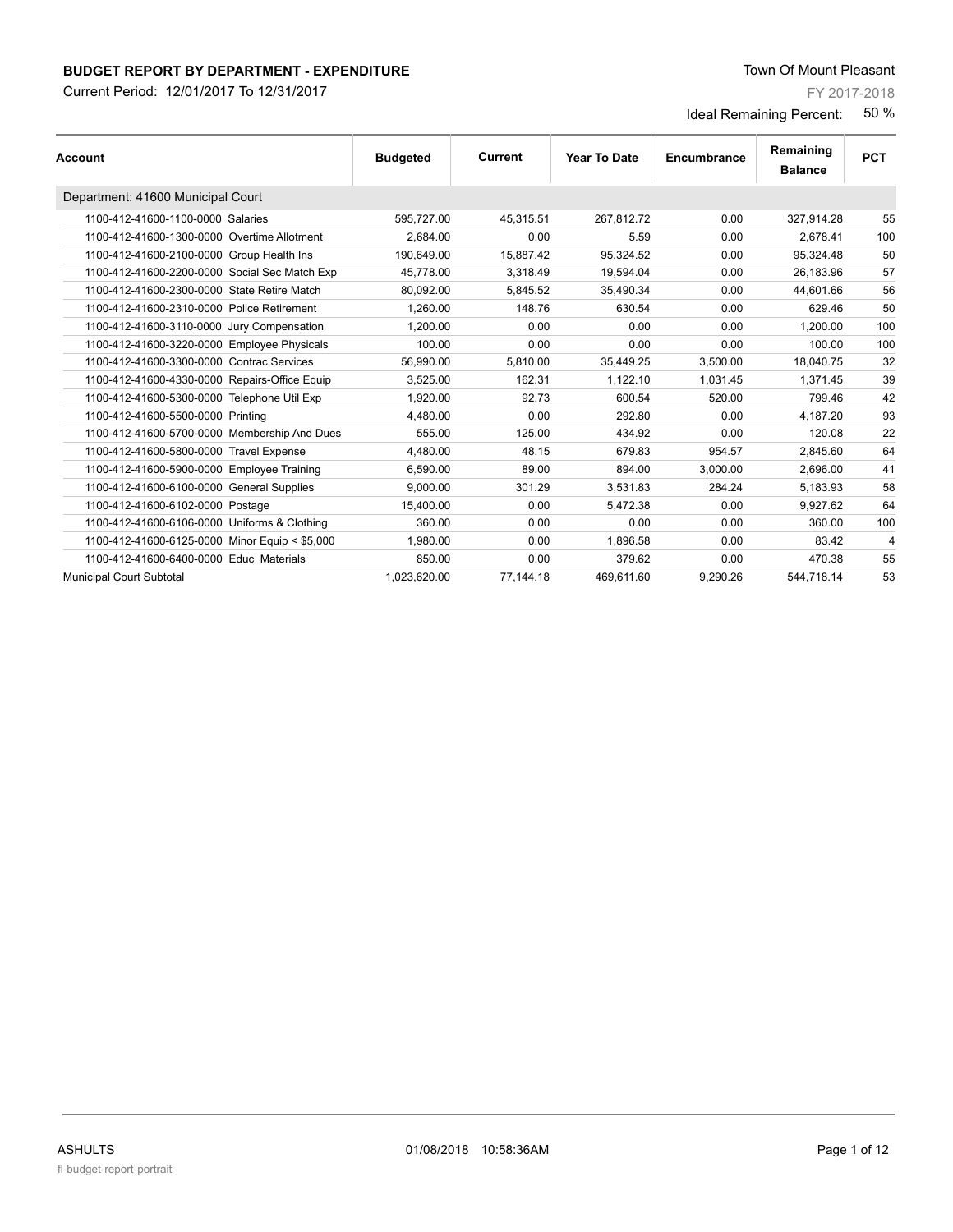**BUDGET REPORT BY DEPARTMENT - EXPENDITURE**

Current Period: 12/01/2017 To 12/31/2017

Town Of Mount Pleasant

FY 2017-2018

Ideal Remaining Percent: 50 %

| Account | Budgeted | Current | Year To Date | Encumbrance | Remaining Balance | PCT |
|---|---|---|---|---|---|---|
| Department: 41600 Municipal Court | | | | | | |
| 1100-412-41600-1100-0000 Salaries | 595,727.00 | 45,315.51 | 267,812.72 | 0.00 | 327,914.28 | 55 |
| 1100-412-41600-1300-0000 Overtime Allotment | 2,684.00 | 0.00 | 5.59 | 0.00 | 2,678.41 | 100 |
| 1100-412-41600-2100-0000 Group Health Ins | 190,649.00 | 15,887.42 | 95,324.52 | 0.00 | 95,324.48 | 50 |
| 1100-412-41600-2200-0000 Social Sec Match Exp | 45,778.00 | 3,318.49 | 19,594.04 | 0.00 | 26,183.96 | 57 |
| 1100-412-41600-2300-0000 State Retire Match | 80,092.00 | 5,845.52 | 35,490.34 | 0.00 | 44,601.66 | 56 |
| 1100-412-41600-2310-0000 Police Retirement | 1,260.00 | 148.76 | 630.54 | 0.00 | 629.46 | 50 |
| 1100-412-41600-3110-0000 Jury Compensation | 1,200.00 | 0.00 | 0.00 | 0.00 | 1,200.00 | 100 |
| 1100-412-41600-3220-0000 Employee Physicals | 100.00 | 0.00 | 0.00 | 0.00 | 100.00 | 100 |
| 1100-412-41600-3300-0000 Contrac Services | 56,990.00 | 5,810.00 | 35,449.25 | 3,500.00 | 18,040.75 | 32 |
| 1100-412-41600-4330-0000 Repairs-Office Equip | 3,525.00 | 162.31 | 1,122.10 | 1,031.45 | 1,371.45 | 39 |
| 1100-412-41600-5300-0000 Telephone Util Exp | 1,920.00 | 92.73 | 600.54 | 520.00 | 799.46 | 42 |
| 1100-412-41600-5500-0000 Printing | 4,480.00 | 0.00 | 292.80 | 0.00 | 4,187.20 | 93 |
| 1100-412-41600-5700-0000 Membership And Dues | 555.00 | 125.00 | 434.92 | 0.00 | 120.08 | 22 |
| 1100-412-41600-5800-0000 Travel Expense | 4,480.00 | 48.15 | 679.83 | 954.57 | 2,845.60 | 64 |
| 1100-412-41600-5900-0000 Employee Training | 6,590.00 | 89.00 | 894.00 | 3,000.00 | 2,696.00 | 41 |
| 1100-412-41600-6100-0000 General Supplies | 9,000.00 | 301.29 | 3,531.83 | 284.24 | 5,183.93 | 58 |
| 1100-412-41600-6102-0000 Postage | 15,400.00 | 0.00 | 5,472.38 | 0.00 | 9,927.62 | 64 |
| 1100-412-41600-6106-0000 Uniforms & Clothing | 360.00 | 0.00 | 0.00 | 0.00 | 360.00 | 100 |
| 1100-412-41600-6125-0000 Minor Equip < $5,000 | 1,980.00 | 0.00 | 1,896.58 | 0.00 | 83.42 | 4 |
| 1100-412-41600-6400-0000 Educ Materials | 850.00 | 0.00 | 379.62 | 0.00 | 470.38 | 55 |
| Municipal Court Subtotal | 1,023,620.00 | 77,144.18 | 469,611.60 | 9,290.26 | 544,718.14 | 53 |

ASHULTS 01/08/2018 10:58:36AM

fl-budget-report-portrait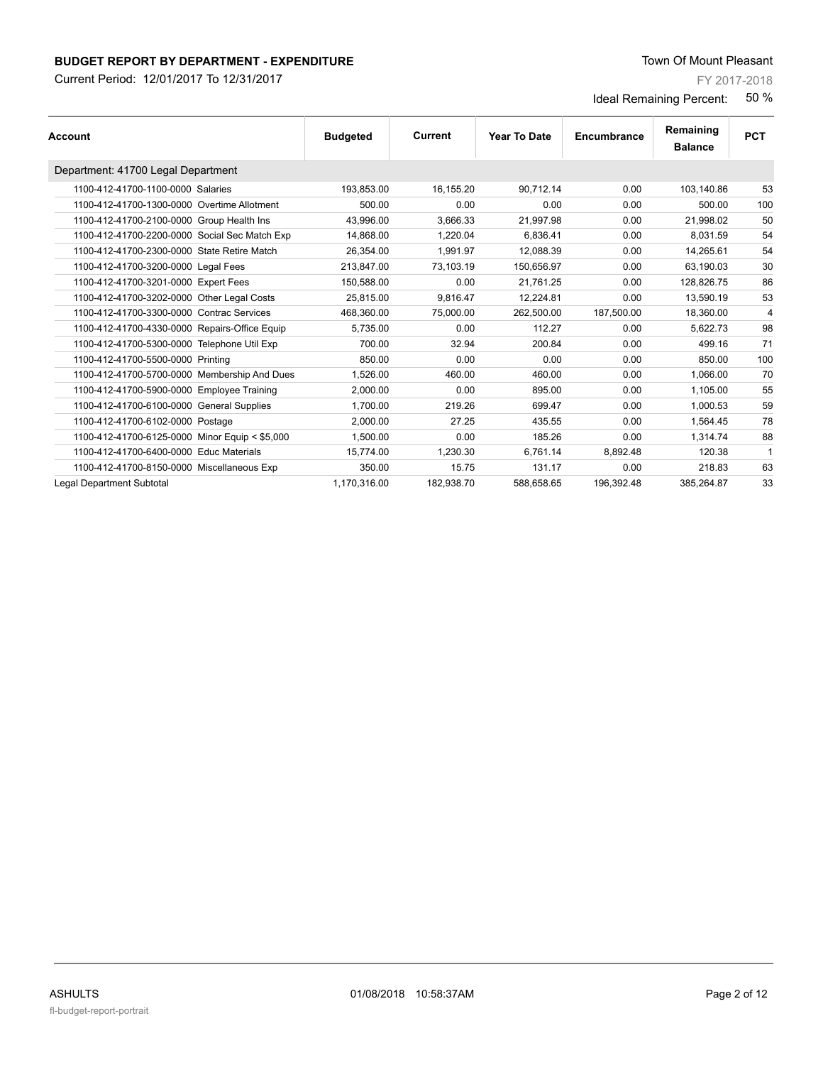**BUDGET REPORT BY DEPARTMENT - EXPENDITURE**

Current Period: 12/01/2017 To 12/31/2017

Town Of Mount Pleasant

FY 2017-2018

Ideal Remaining Percent: 50 %

| Account | Budgeted | Current | Year To Date | Encumbrance | Remaining Balance | PCT |
|---|---|---|---|---|---|---|
| Department: 41700 Legal Department | | | | | | |
| 1100-412-41700-1100-0000 Salaries | 193,853.00 | 16,155.20 | 90,712.14 | 0.00 | 103,140.86 | 53 |
| 1100-412-41700-1300-0000 Overtime Allotment | 500.00 | 0.00 | 0.00 | 0.00 | 500.00 | 100 |
| 1100-412-41700-2100-0000 Group Health Ins | 43,996.00 | 3,666.33 | 21,997.98 | 0.00 | 21,998.02 | 50 |
| 1100-412-41700-2200-0000 Social Sec Match Exp | 14,868.00 | 1,220.04 | 6,836.41 | 0.00 | 8,031.59 | 54 |
| 1100-412-41700-2300-0000 State Retire Match | 26,354.00 | 1,991.97 | 12,088.39 | 0.00 | 14,265.61 | 54 |
| 1100-412-41700-3200-0000 Legal Fees | 213,847.00 | 73,103.19 | 150,656.97 | 0.00 | 63,190.03 | 30 |
| 1100-412-41700-3201-0000 Expert Fees | 150,588.00 | 0.00 | 21,761.25 | 0.00 | 128,826.75 | 86 |
| 1100-412-41700-3202-0000 Other Legal Costs | 25,815.00 | 9,816.47 | 12,224.81 | 0.00 | 13,590.19 | 53 |
| 1100-412-41700-3300-0000 Contrac Services | 468,360.00 | 75,000.00 | 262,500.00 | 187,500.00 | 18,360.00 | 4 |
| 1100-412-41700-4330-0000 Repairs-Office Equip | 5,735.00 | 0.00 | 112.27 | 0.00 | 5,622.73 | 98 |
| 1100-412-41700-5300-0000 Telephone Util Exp | 700.00 | 32.94 | 200.84 | 0.00 | 499.16 | 71 |
| 1100-412-41700-5500-0000 Printing | 850.00 | 0.00 | 0.00 | 0.00 | 850.00 | 100 |
| 1100-412-41700-5700-0000 Membership And Dues | 1,526.00 | 460.00 | 460.00 | 0.00 | 1,066.00 | 70 |
| 1100-412-41700-5900-0000 Employee Training | 2,000.00 | 0.00 | 895.00 | 0.00 | 1,105.00 | 55 |
| 1100-412-41700-6100-0000 General Supplies | 1,700.00 | 219.26 | 699.47 | 0.00 | 1,000.53 | 59 |
| 1100-412-41700-6102-0000 Postage | 2,000.00 | 27.25 | 435.55 | 0.00 | 1,564.45 | 78 |
| 1100-412-41700-6125-0000 Minor Equip < $5,000 | 1,500.00 | 0.00 | 185.26 | 0.00 | 1,314.74 | 88 |
| 1100-412-41700-6400-0000 Educ Materials | 15,774.00 | 1,230.30 | 6,761.14 | 8,892.48 | 120.38 | 1 |
| 1100-412-41700-8150-0000 Miscellaneous Exp | 350.00 | 15.75 | 131.17 | 0.00 | 218.83 | 63 |
| Legal Department Subtotal | 1,170,316.00 | 182,938.70 | 588,658.65 | 196,392.48 | 385,264.87 | 33 |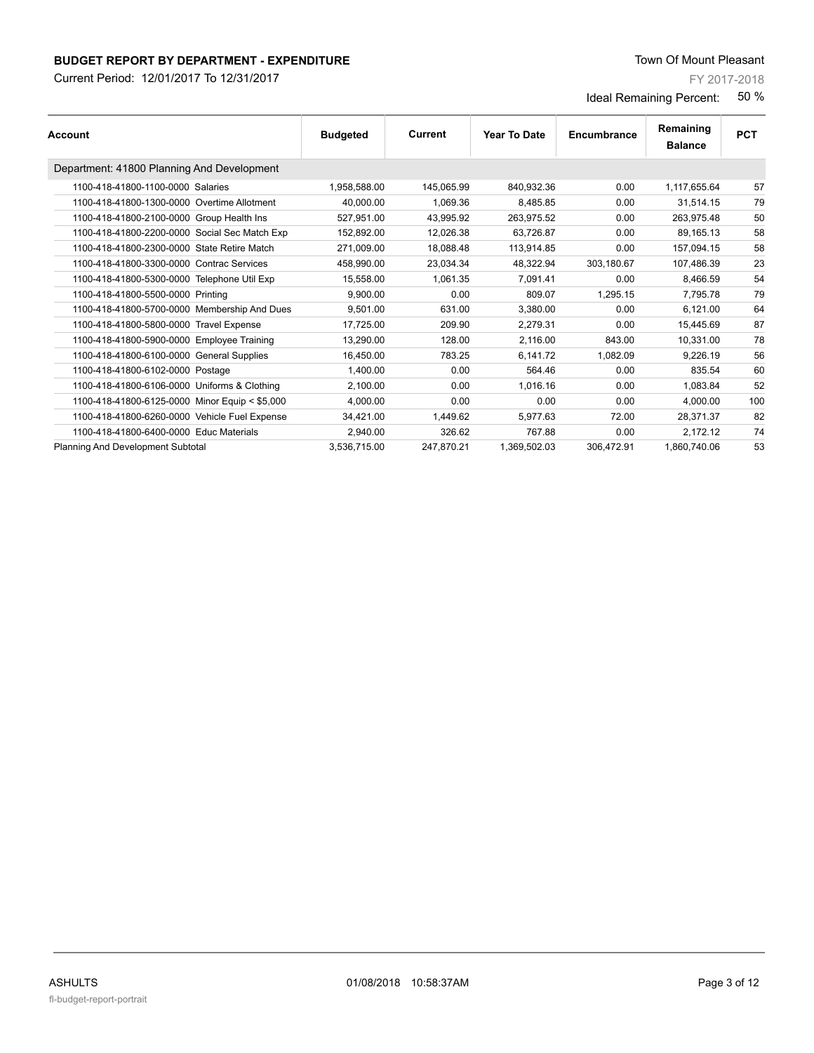**BUDGET REPORT BY DEPARTMENT - EXPENDITURE**

Current Period: 12/01/2017 To 12/31/2017

Town Of Mount Pleasant

FY 2017-2018

Ideal Remaining Percent: 50 %

| Account | Budgeted | Current | Year To Date | Encumbrance | Remaining Balance | PCT |
|---|---|---|---|---|---|---|
| Department: 41800 Planning And Development | | | | | | |
| 1100-418-41800-1100-0000 Salaries | 1,958,588.00 | 145,065.99 | 840,932.36 | 0.00 | 1,117,655.64 | 57 |
| 1100-418-41800-1300-0000 Overtime Allotment | 40,000.00 | 1,069.36 | 8,485.85 | 0.00 | 31,514.15 | 79 |
| 1100-418-41800-2100-0000 Group Health Ins | 527,951.00 | 43,995.92 | 263,975.52 | 0.00 | 263,975.48 | 50 |
| 1100-418-41800-2200-0000 Social Sec Match Exp | 152,892.00 | 12,026.38 | 63,726.87 | 0.00 | 89,165.13 | 58 |
| 1100-418-41800-2300-0000 State Retire Match | 271,009.00 | 18,088.48 | 113,914.85 | 0.00 | 157,094.15 | 58 |
| 1100-418-41800-3300-0000 Contrac Services | 458,990.00 | 23,034.34 | 48,322.94 | 303,180.67 | 107,486.39 | 23 |
| 1100-418-41800-5300-0000 Telephone Util Exp | 15,558.00 | 1,061.35 | 7,091.41 | 0.00 | 8,466.59 | 54 |
| 1100-418-41800-5500-0000 Printing | 9,900.00 | 0.00 | 809.07 | 1,295.15 | 7,795.78 | 79 |
| 1100-418-41800-5700-0000 Membership And Dues | 9,501.00 | 631.00 | 3,380.00 | 0.00 | 6,121.00 | 64 |
| 1100-418-41800-5800-0000 Travel Expense | 17,725.00 | 209.90 | 2,279.31 | 0.00 | 15,445.69 | 87 |
| 1100-418-41800-5900-0000 Employee Training | 13,290.00 | 128.00 | 2,116.00 | 843.00 | 10,331.00 | 78 |
| 1100-418-41800-6100-0000 General Supplies | 16,450.00 | 783.25 | 6,141.72 | 1,082.09 | 9,226.19 | 56 |
| 1100-418-41800-6102-0000 Postage | 1,400.00 | 0.00 | 564.46 | 0.00 | 835.54 | 60 |
| 1100-418-41800-6106-0000 Uniforms & Clothing | 2,100.00 | 0.00 | 1,016.16 | 0.00 | 1,083.84 | 52 |
| 1100-418-41800-6125-0000 Minor Equip < $5,000 | 4,000.00 | 0.00 | 0.00 | 0.00 | 4,000.00 | 100 |
| 1100-418-41800-6260-0000 Vehicle Fuel Expense | 34,421.00 | 1,449.62 | 5,977.63 | 72.00 | 28,371.37 | 82 |
| 1100-418-41800-6400-0000 Educ Materials | 2,940.00 | 326.62 | 767.88 | 0.00 | 2,172.12 | 74 |
| Planning And Development Subtotal | 3,536,715.00 | 247,870.21 | 1,369,502.03 | 306,472.91 | 1,860,740.06 | 53 |

ASHULTS 01/08/2018 10:58:37AM

fl-budget-report-portrait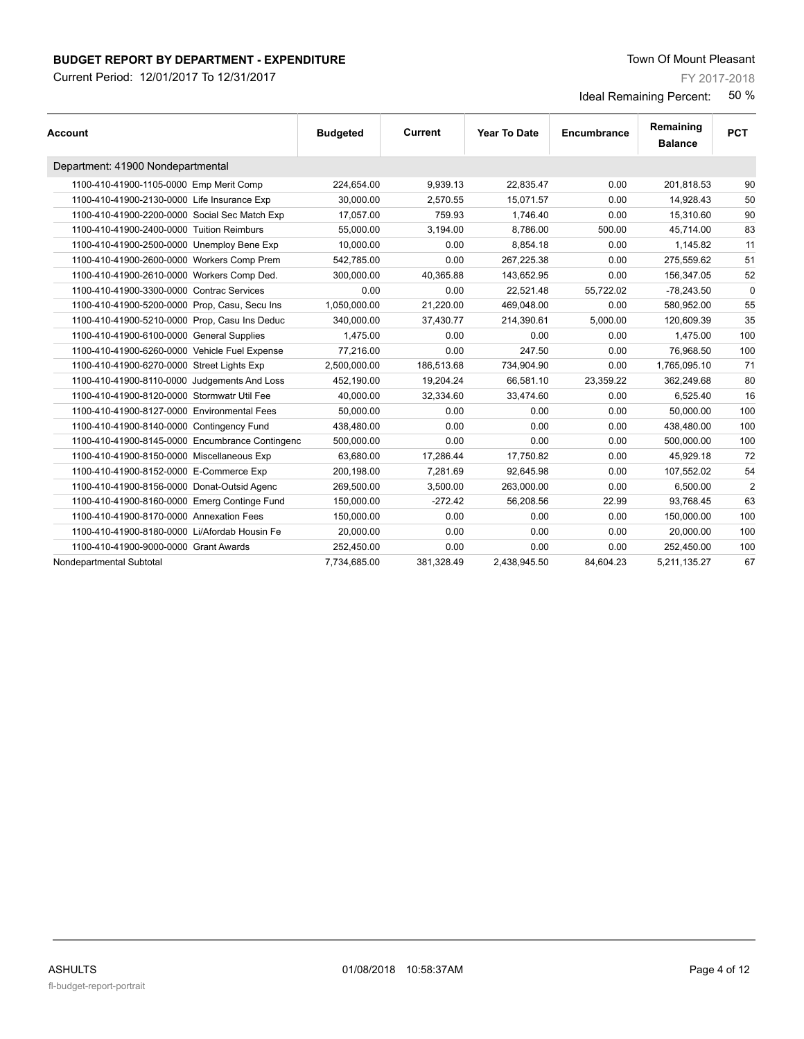**BUDGET REPORT BY DEPARTMENT - EXPENDITURE**

Current Period: 12/01/2017 To 12/31/2017

Town Of Mount Pleasant

FY 2017-2018

Ideal Remaining Percent: 50 %

| Account | Budgeted | Current | Year To Date | Encumbrance | Remaining Balance | PCT |
|---|---|---|---|---|---|---|
| Department: 41900 Nondepartmental | | | | | | |
| 1100-410-41900-1105-0000 Emp Merit Comp | 224,654.00 | 9,939.13 | 22,835.47 | 0.00 | 201,818.53 | 90 |
| 1100-410-41900-2130-0000 Life Insurance Exp | 30,000.00 | 2,570.55 | 15,071.57 | 0.00 | 14,928.43 | 50 |
| 1100-410-41900-2200-0000 Social Sec Match Exp | 17,057.00 | 759.93 | 1,746.40 | 0.00 | 15,310.60 | 90 |
| 1100-410-41900-2400-0000 Tuition Reimburs | 55,000.00 | 3,194.00 | 8,786.00 | 500.00 | 45,714.00 | 83 |
| 1100-410-41900-2500-0000 Unemploy Bene Exp | 10,000.00 | 0.00 | 8,854.18 | 0.00 | 1,145.82 | 11 |
| 1100-410-41900-2600-0000 Workers Comp Prem | 542,785.00 | 0.00 | 267,225.38 | 0.00 | 275,559.62 | 51 |
| 1100-410-41900-2610-0000 Workers Comp Ded. | 300,000.00 | 40,365.88 | 143,652.95 | 0.00 | 156,347.05 | 52 |
| 1100-410-41900-3300-0000 Contrac Services | 0.00 | 0.00 | 22,521.48 | 55,722.02 | -78,243.50 | 0 |
| 1100-410-41900-5200-0000 Prop, Casu, Secu Ins | 1,050,000.00 | 21,220.00 | 469,048.00 | 0.00 | 580,952.00 | 55 |
| 1100-410-41900-5210-0000 Prop, Casu Ins Deduc | 340,000.00 | 37,430.77 | 214,390.61 | 5,000.00 | 120,609.39 | 35 |
| 1100-410-41900-6100-0000 General Supplies | 1,475.00 | 0.00 | 0.00 | 0.00 | 1,475.00 | 100 |
| 1100-410-41900-6260-0000 Vehicle Fuel Expense | 77,216.00 | 0.00 | 247.50 | 0.00 | 76,968.50 | 100 |
| 1100-410-41900-6270-0000 Street Lights Exp | 2,500,000.00 | 186,513.68 | 734,904.90 | 0.00 | 1,765,095.10 | 71 |
| 1100-410-41900-8110-0000 Judgements And Loss | 452,190.00 | 19,204.24 | 66,581.10 | 23,359.22 | 362,249.68 | 80 |
| 1100-410-41900-8120-0000 Stormwatr Util Fee | 40,000.00 | 32,334.60 | 33,474.60 | 0.00 | 6,525.40 | 16 |
| 1100-410-41900-8127-0000 Environmental Fees | 50,000.00 | 0.00 | 0.00 | 0.00 | 50,000.00 | 100 |
| 1100-410-41900-8140-0000 Contingency Fund | 438,480.00 | 0.00 | 0.00 | 0.00 | 438,480.00 | 100 |
| 1100-410-41900-8145-0000 Encumbrance Contingenc | 500,000.00 | 0.00 | 0.00 | 0.00 | 500,000.00 | 100 |
| 1100-410-41900-8150-0000 Miscellaneous Exp | 63,680.00 | 17,286.44 | 17,750.82 | 0.00 | 45,929.18 | 72 |
| 1100-410-41900-8152-0000 E-Commerce Exp | 200,198.00 | 7,281.69 | 92,645.98 | 0.00 | 107,552.02 | 54 |
| 1100-410-41900-8156-0000 Donat-Outsid Agenc | 269,500.00 | 3,500.00 | 263,000.00 | 0.00 | 6,500.00 | 2 |
| 1100-410-41900-8160-0000 Emerg Continge Fund | 150,000.00 | -272.42 | 56,208.56 | 22.99 | 93,768.45 | 63 |
| 1100-410-41900-8170-0000 Annexation Fees | 150,000.00 | 0.00 | 0.00 | 0.00 | 150,000.00 | 100 |
| 1100-410-41900-8180-0000 Li/Afordab Housin Fe | 20,000.00 | 0.00 | 0.00 | 0.00 | 20,000.00 | 100 |
| 1100-410-41900-9000-0000 Grant Awards | 252,450.00 | 0.00 | 0.00 | 0.00 | 252,450.00 | 100 |
| Nondepartmental Subtotal | 7,734,685.00 | 381,328.49 | 2,438,945.50 | 84,604.23 | 5,211,135.27 | 67 |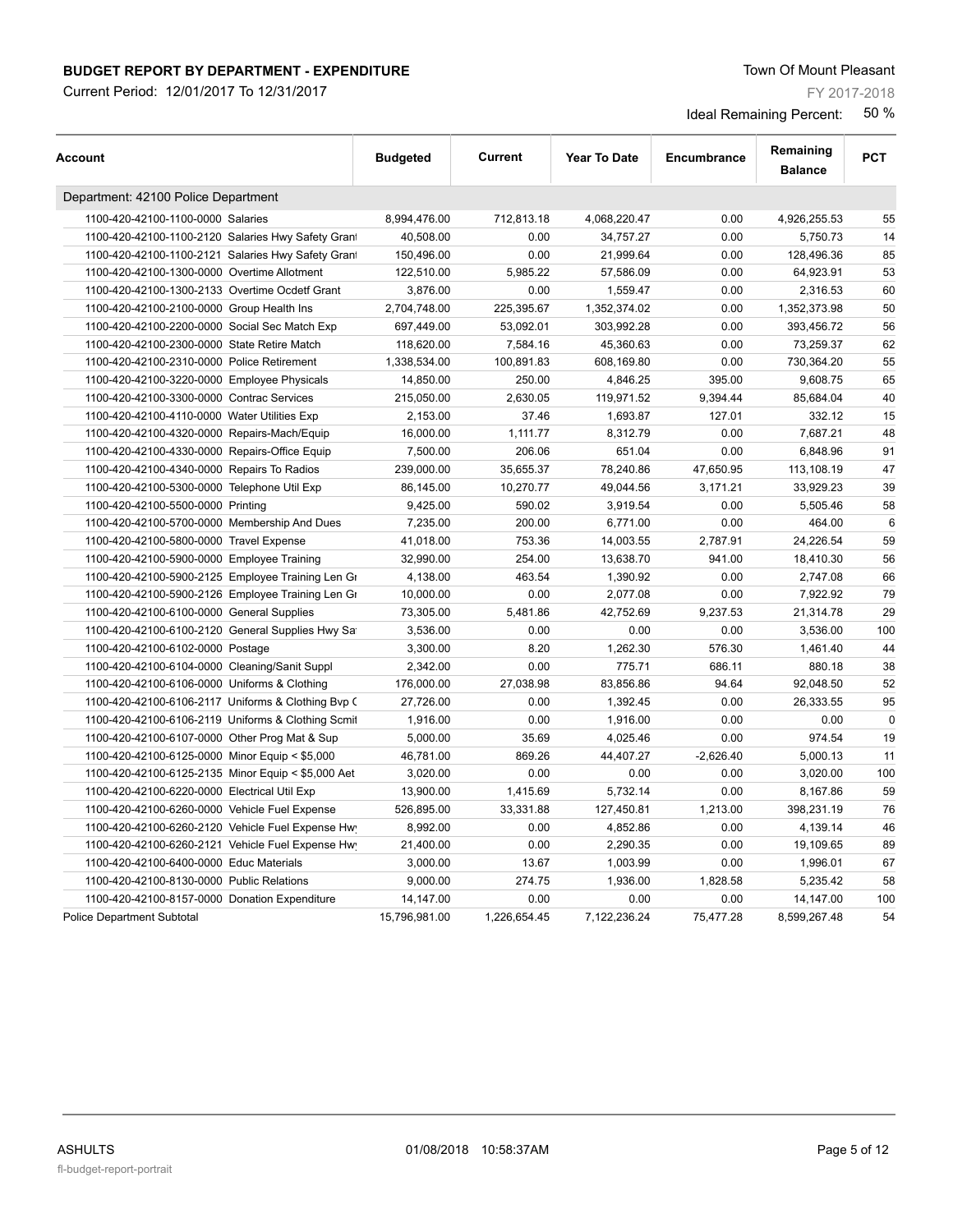**BUDGET REPORT BY DEPARTMENT - EXPENDITURE**

Current Period: 12/01/2017 To 12/31/2017

Town Of Mount Pleasant

FY 2017-2018

Ideal Remaining Percent: 50 %

| Account | Budgeted | Current | Year To Date | Encumbrance | Remaining Balance | PCT |
|---|---|---|---|---|---|---|
| Department: 42100 Police Department | | | | | | |
| 1100-420-42100-1100-0000 Salaries | 8,994,476.00 | 712,813.18 | 4,068,220.47 | 0.00 | 4,926,255.53 | 55 |
| 1100-420-42100-1100-2120 Salaries Hwy Safety Grant | 40,508.00 | 0.00 | 34,757.27 | 0.00 | 5,750.73 | 14 |
| 1100-420-42100-1100-2121 Salaries Hwy Safety Grant | 150,496.00 | 0.00 | 21,999.64 | 0.00 | 128,496.36 | 85 |
| 1100-420-42100-1300-0000 Overtime Allotment | 122,510.00 | 5,985.22 | 57,586.09 | 0.00 | 64,923.91 | 53 |
| 1100-420-42100-1300-2133 Overtime Ocdetf Grant | 3,876.00 | 0.00 | 1,559.47 | 0.00 | 2,316.53 | 60 |
| 1100-420-42100-2100-0000 Group Health Ins | 2,704,748.00 | 225,395.67 | 1,352,374.02 | 0.00 | 1,352,373.98 | 50 |
| 1100-420-42100-2200-0000 Social Sec Match Exp | 697,449.00 | 53,092.01 | 303,992.28 | 0.00 | 393,456.72 | 56 |
| 1100-420-42100-2300-0000 State Retire Match | 118,620.00 | 7,584.16 | 45,360.63 | 0.00 | 73,259.37 | 62 |
| 1100-420-42100-2310-0000 Police Retirement | 1,338,534.00 | 100,891.83 | 608,169.80 | 0.00 | 730,364.20 | 55 |
| 1100-420-42100-3220-0000 Employee Physicals | 14,850.00 | 250.00 | 4,846.25 | 395.00 | 9,608.75 | 65 |
| 1100-420-42100-3300-0000 Contrac Services | 215,050.00 | 2,630.05 | 119,971.52 | 9,394.44 | 85,684.04 | 40 |
| 1100-420-42100-4110-0000 Water Utilities Exp | 2,153.00 | 37.46 | 1,693.87 | 127.01 | 332.12 | 15 |
| 1100-420-42100-4320-0000 Repairs-Mach/Equip | 16,000.00 | 1,111.77 | 8,312.79 | 0.00 | 7,687.21 | 48 |
| 1100-420-42100-4330-0000 Repairs-Office Equip | 7,500.00 | 206.06 | 651.04 | 0.00 | 6,848.96 | 91 |
| 1100-420-42100-4340-0000 Repairs To Radios | 239,000.00 | 35,655.37 | 78,240.86 | 47,650.95 | 113,108.19 | 47 |
| 1100-420-42100-5300-0000 Telephone Util Exp | 86,145.00 | 10,270.77 | 49,044.56 | 3,171.21 | 33,929.23 | 39 |
| 1100-420-42100-5500-0000 Printing | 9,425.00 | 590.02 | 3,919.54 | 0.00 | 5,505.46 | 58 |
| 1100-420-42100-5700-0000 Membership And Dues | 7,235.00 | 200.00 | 6,771.00 | 0.00 | 464.00 | 6 |
| 1100-420-42100-5800-0000 Travel Expense | 41,018.00 | 753.36 | 14,003.55 | 2,787.91 | 24,226.54 | 59 |
| 1100-420-42100-5900-0000 Employee Training | 32,990.00 | 254.00 | 13,638.70 | 941.00 | 18,410.30 | 56 |
| 1100-420-42100-5900-2125 Employee Training Len Gr | 4,138.00 | 463.54 | 1,390.92 | 0.00 | 2,747.08 | 66 |
| 1100-420-42100-5900-2126 Employee Training Len Gr | 10,000.00 | 0.00 | 2,077.08 | 0.00 | 7,922.92 | 79 |
| 1100-420-42100-6100-0000 General Supplies | 73,305.00 | 5,481.86 | 42,752.69 | 9,237.53 | 21,314.78 | 29 |
| 1100-420-42100-6100-2120 General Supplies Hwy Sa | 3,536.00 | 0.00 | 0.00 | 0.00 | 3,536.00 | 100 |
| 1100-420-42100-6102-0000 Postage | 3,300.00 | 8.20 | 1,262.30 | 576.30 | 1,461.40 | 44 |
| 1100-420-42100-6104-0000 Cleaning/Sanit Suppl | 2,342.00 | 0.00 | 775.71 | 686.11 | 880.18 | 38 |
| 1100-420-42100-6106-0000 Uniforms & Clothing | 176,000.00 | 27,038.98 | 83,856.86 | 94.64 | 92,048.50 | 52 |
| 1100-420-42100-6106-2117 Uniforms & Clothing Bvp C | 27,726.00 | 0.00 | 1,392.45 | 0.00 | 26,333.55 | 95 |
| 1100-420-42100-6106-2119 Uniforms & Clothing Scmit | 1,916.00 | 0.00 | 1,916.00 | 0.00 | 0.00 | 0 |
| 1100-420-42100-6107-0000 Other Prog Mat & Sup | 5,000.00 | 35.69 | 4,025.46 | 0.00 | 974.54 | 19 |
| 1100-420-42100-6125-0000 Minor Equip < $5,000 | 46,781.00 | 869.26 | 44,407.27 | -2,626.40 | 5,000.13 | 11 |
| 1100-420-42100-6125-2135 Minor Equip < $5,000 Aet | 3,020.00 | 0.00 | 0.00 | 0.00 | 3,020.00 | 100 |
| 1100-420-42100-6220-0000 Electrical Util Exp | 13,900.00 | 1,415.69 | 5,732.14 | 0.00 | 8,167.86 | 59 |
| 1100-420-42100-6260-0000 Vehicle Fuel Expense | 526,895.00 | 33,331.88 | 127,450.81 | 1,213.00 | 398,231.19 | 76 |
| 1100-420-42100-6260-2120 Vehicle Fuel Expense Hw | 8,992.00 | 0.00 | 4,852.86 | 0.00 | 4,139.14 | 46 |
| 1100-420-42100-6260-2121 Vehicle Fuel Expense Hw | 21,400.00 | 0.00 | 2,290.35 | 0.00 | 19,109.65 | 89 |
| 1100-420-42100-6400-0000 Educ Materials | 3,000.00 | 13.67 | 1,003.99 | 0.00 | 1,996.01 | 67 |
| 1100-420-42100-8130-0000 Public Relations | 9,000.00 | 274.75 | 1,936.00 | 1,828.58 | 5,235.42 | 58 |
| 1100-420-42100-8157-0000 Donation Expenditure | 14,147.00 | 0.00 | 0.00 | 0.00 | 14,147.00 | 100 |
| Police Department Subtotal | 15,796,981.00 | 1,226,654.45 | 7,122,236.24 | 75,477.28 | 8,599,267.48 | 54 |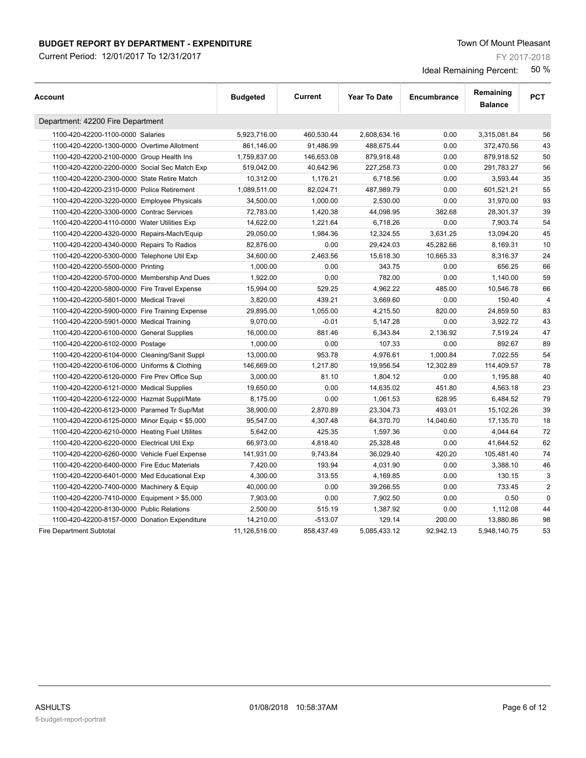**BUDGET REPORT BY DEPARTMENT - EXPENDITURE**

Current Period: 12/01/2017 To 12/31/2017

Town Of Mount Pleasant

FY 2017-2018

Ideal Remaining Percent: 50 %

| Account | Budgeted | Current | Year To Date | Encumbrance | Remaining Balance | PCT |
|---|---|---|---|---|---|---|
| Department: 42200 Fire Department | | | | | | |
| 1100-420-42200-1100-0000 Salaries | 5,923,716.00 | 460,530.44 | 2,608,634.16 | 0.00 | 3,315,081.84 | 56 |
| 1100-420-42200-1300-0000 Overtime Allotment | 861,146.00 | 91,486.99 | 488,675.44 | 0.00 | 372,470.56 | 43 |
| 1100-420-42200-2100-0000 Group Health Ins | 1,759,837.00 | 146,653.08 | 879,918.48 | 0.00 | 879,918.52 | 50 |
| 1100-420-42200-2200-0000 Social Sec Match Exp | 519,042.00 | 40,642.96 | 227,258.73 | 0.00 | 291,783.27 | 56 |
| 1100-420-42200-2300-0000 State Retire Match | 10,312.00 | 1,176.21 | 6,718.56 | 0.00 | 3,593.44 | 35 |
| 1100-420-42200-2310-0000 Police Retirement | 1,089,511.00 | 82,024.71 | 487,989.79 | 0.00 | 601,521.21 | 55 |
| 1100-420-42200-3220-0000 Employee Physicals | 34,500.00 | 1,000.00 | 2,530.00 | 0.00 | 31,970.00 | 93 |
| 1100-420-42200-3300-0000 Contrac Services | 72,783.00 | 1,420.38 | 44,098.95 | 382.68 | 28,301.37 | 39 |
| 1100-420-42200-4110-0000 Water Utilities Exp | 14,622.00 | 1,221.64 | 6,718.26 | 0.00 | 7,903.74 | 54 |
| 1100-420-42200-4320-0000 Repairs-Mach/Equip | 29,050.00 | 1,984.36 | 12,324.55 | 3,631.25 | 13,094.20 | 45 |
| 1100-420-42200-4340-0000 Repairs To Radios | 82,876.00 | 0.00 | 29,424.03 | 45,282.66 | 8,169.31 | 10 |
| 1100-420-42200-5300-0000 Telephone Util Exp | 34,600.00 | 2,463.56 | 15,618.30 | 10,665.33 | 8,316.37 | 24 |
| 1100-420-42200-5500-0000 Printing | 1,000.00 | 0.00 | 343.75 | 0.00 | 656.25 | 66 |
| 1100-420-42200-5700-0000 Membership And Dues | 1,922.00 | 0.00 | 782.00 | 0.00 | 1,140.00 | 59 |
| 1100-420-42200-5800-0000 Fire Travel Expense | 15,994.00 | 529.25 | 4,962.22 | 485.00 | 10,546.78 | 66 |
| 1100-420-42200-5801-0000 Medical Travel | 3,820.00 | 439.21 | 3,669.60 | 0.00 | 150.40 | 4 |
| 1100-420-42200-5900-0000 Fire Training Expense | 29,895.00 | 1,055.00 | 4,215.50 | 820.00 | 24,859.50 | 83 |
| 1100-420-42200-5901-0000 Medical Training | 9,070.00 | -0.01 | 5,147.28 | 0.00 | 3,922.72 | 43 |
| 1100-420-42200-6100-0000 General Supplies | 16,000.00 | 881.46 | 6,343.84 | 2,136.92 | 7,519.24 | 47 |
| 1100-420-42200-6102-0000 Postage | 1,000.00 | 0.00 | 107.33 | 0.00 | 892.67 | 89 |
| 1100-420-42200-6104-0000 Cleaning/Sanit Suppl | 13,000.00 | 953.78 | 4,976.61 | 1,000.84 | 7,022.55 | 54 |
| 1100-420-42200-6106-0000 Uniforms & Clothing | 146,669.00 | 1,217.80 | 19,956.54 | 12,302.89 | 114,409.57 | 78 |
| 1100-420-42200-6120-0000 Fire Prev Office Sup | 3,000.00 | 81.10 | 1,804.12 | 0.00 | 1,195.88 | 40 |
| 1100-420-42200-6121-0000 Medical Supplies | 19,650.00 | 0.00 | 14,635.02 | 451.80 | 4,563.18 | 23 |
| 1100-420-42200-6122-0000 Hazmat Suppl/Mate | 8,175.00 | 0.00 | 1,061.53 | 628.95 | 6,484.52 | 79 |
| 1100-420-42200-6123-0000 Paramed Tr Sup/Mat | 38,900.00 | 2,870.89 | 23,304.73 | 493.01 | 15,102.26 | 39 |
| 1100-420-42200-6125-0000 Minor Equip < $5,000 | 95,547.00 | 4,307.48 | 64,370.70 | 14,040.60 | 17,135.70 | 18 |
| 1100-420-42200-6210-0000 Heating Fuel Utilites | 5,642.00 | 425.35 | 1,597.36 | 0.00 | 4,044.64 | 72 |
| 1100-420-42200-6220-0000 Electrical Util Exp | 66,973.00 | 4,818.40 | 25,328.48 | 0.00 | 41,644.52 | 62 |
| 1100-420-42200-6260-0000 Vehicle Fuel Expense | 141,931.00 | 9,743.84 | 36,029.40 | 420.20 | 105,481.40 | 74 |
| 1100-420-42200-6400-0000 Fire Educ Materials | 7,420.00 | 193.94 | 4,031.90 | 0.00 | 3,388.10 | 46 |
| 1100-420-42200-6401-0000 Med Educational Exp | 4,300.00 | 313.55 | 4,169.85 | 0.00 | 130.15 | 3 |
| 1100-420-42200-7400-0000 Machinery & Equip | 40,000.00 | 0.00 | 39,266.55 | 0.00 | 733.45 | 2 |
| 1100-420-42200-7410-0000 Equipment > $5,000 | 7,903.00 | 0.00 | 7,902.50 | 0.00 | 0.50 | 0 |
| 1100-420-42200-8130-0000 Public Relations | 2,500.00 | 515.19 | 1,387.92 | 0.00 | 1,112.08 | 44 |
| 1100-420-42200-8157-0000 Donation Expenditure | 14,210.00 | -513.07 | 129.14 | 200.00 | 13,880.86 | 98 |
| Fire Department Subtotal | 11,126,516.00 | 858,437.49 | 5,085,433.12 | 92,942.13 | 5,948,140.75 | 53 |

ASHULTS 01/08/2018 10:58:37AM

fl-budget-report-portrait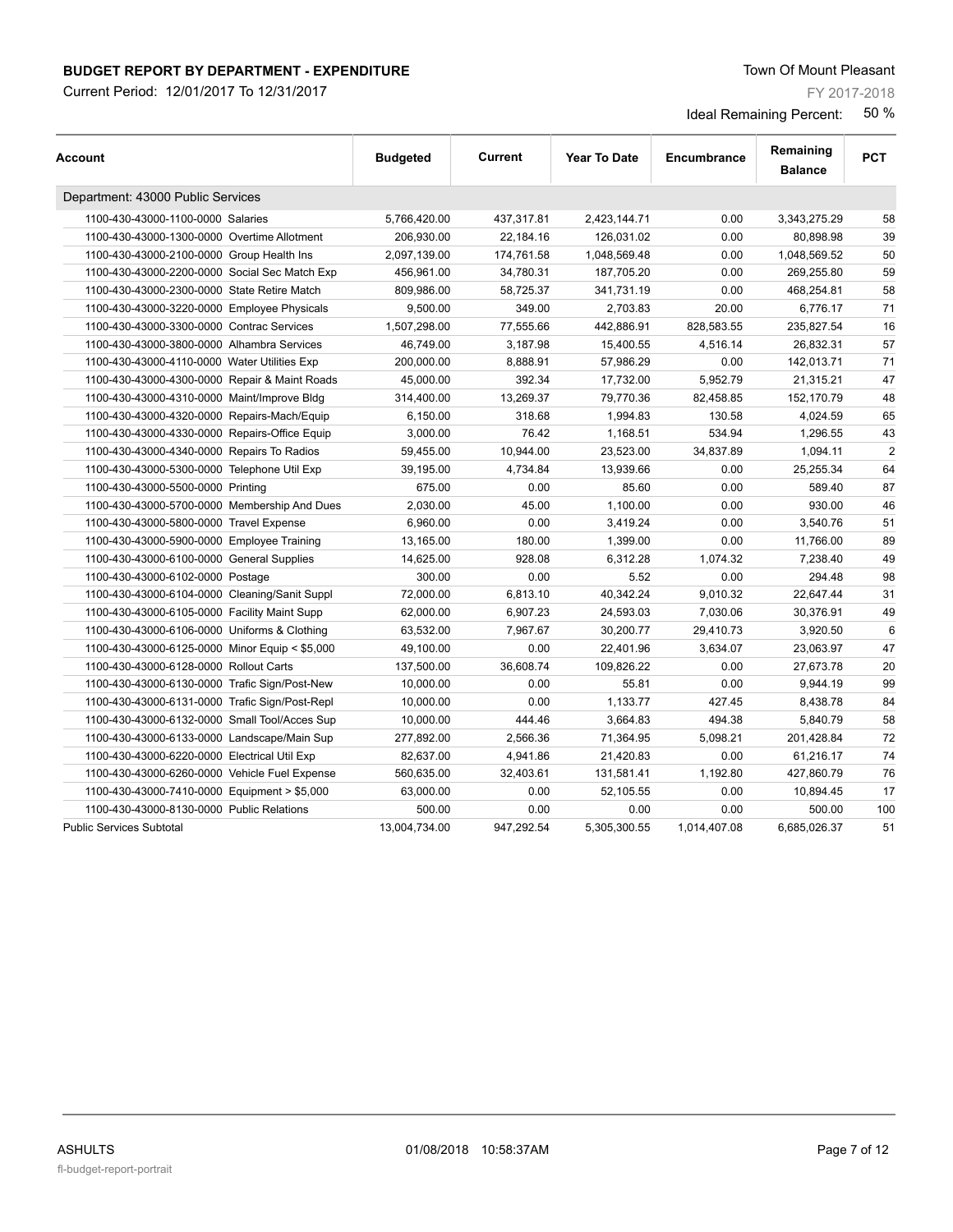# BUDGET REPORT BY DEPARTMENT - EXPENDITURE

Current Period: 12/01/2017 To 12/31/2017

Town Of Mount Pleasant

FY 2017-2018

Ideal Remaining Percent: 50 %

| Account | Budgeted | Current | Year To Date | Encumbrance | Remaining Balance | PCT |
|---|---|---|---|---|---|---|
| Department: 43000 Public Services | | | | | | |
| 1100-430-43000-1100-0000 Salaries | 5,766,420.00 | 437,317.81 | 2,423,144.71 | 0.00 | 3,343,275.29 | 58 |
| 1100-430-43000-1300-0000 Overtime Allotment | 206,930.00 | 22,184.16 | 126,031.02 | 0.00 | 80,898.98 | 39 |
| 1100-430-43000-2100-0000 Group Health Ins | 2,097,139.00 | 174,761.58 | 1,048,569.48 | 0.00 | 1,048,569.52 | 50 |
| 1100-430-43000-2200-0000 Social Sec Match Exp | 456,961.00 | 34,780.31 | 187,705.20 | 0.00 | 269,255.80 | 59 |
| 1100-430-43000-2300-0000 State Retire Match | 809,986.00 | 58,725.37 | 341,731.19 | 0.00 | 468,254.81 | 58 |
| 1100-430-43000-3220-0000 Employee Physicals | 9,500.00 | 349.00 | 2,703.83 | 20.00 | 6,776.17 | 71 |
| 1100-430-43000-3300-0000 Contrac Services | 1,507,298.00 | 77,555.66 | 442,886.91 | 828,583.55 | 235,827.54 | 16 |
| 1100-430-43000-3800-0000 Alhambra Services | 46,749.00 | 3,187.98 | 15,400.55 | 4,516.14 | 26,832.31 | 57 |
| 1100-430-43000-4110-0000 Water Utilities Exp | 200,000.00 | 8,888.91 | 57,986.29 | 0.00 | 142,013.71 | 71 |
| 1100-430-43000-4300-0000 Repair & Maint Roads | 45,000.00 | 392.34 | 17,732.00 | 5,952.79 | 21,315.21 | 47 |
| 1100-430-43000-4310-0000 Maint/Improve Bldg | 314,400.00 | 13,269.37 | 79,770.36 | 82,458.85 | 152,170.79 | 48 |
| 1100-430-43000-4320-0000 Repairs-Mach/Equip | 6,150.00 | 318.68 | 1,994.83 | 130.58 | 4,024.59 | 65 |
| 1100-430-43000-4330-0000 Repairs-Office Equip | 3,000.00 | 76.42 | 1,168.51 | 534.94 | 1,296.55 | 43 |
| 1100-430-43000-4340-0000 Repairs To Radios | 59,455.00 | 10,944.00 | 23,523.00 | 34,837.89 | 1,094.11 | 2 |
| 1100-430-43000-5300-0000 Telephone Util Exp | 39,195.00 | 4,734.84 | 13,939.66 | 0.00 | 25,255.34 | 64 |
| 1100-430-43000-5500-0000 Printing | 675.00 | 0.00 | 85.60 | 0.00 | 589.40 | 87 |
| 1100-430-43000-5700-0000 Membership And Dues | 2,030.00 | 45.00 | 1,100.00 | 0.00 | 930.00 | 46 |
| 1100-430-43000-5800-0000 Travel Expense | 6,960.00 | 0.00 | 3,419.24 | 0.00 | 3,540.76 | 51 |
| 1100-430-43000-5900-0000 Employee Training | 13,165.00 | 180.00 | 1,399.00 | 0.00 | 11,766.00 | 89 |
| 1100-430-43000-6100-0000 General Supplies | 14,625.00 | 928.08 | 6,312.28 | 1,074.32 | 7,238.40 | 49 |
| 1100-430-43000-6102-0000 Postage | 300.00 | 0.00 | 5.52 | 0.00 | 294.48 | 98 |
| 1100-430-43000-6104-0000 Cleaning/Sanit Suppl | 72,000.00 | 6,813.10 | 40,342.24 | 9,010.32 | 22,647.44 | 31 |
| 1100-430-43000-6105-0000 Facility Maint Supp | 62,000.00 | 6,907.23 | 24,593.03 | 7,030.06 | 30,376.91 | 49 |
| 1100-430-43000-6106-0000 Uniforms & Clothing | 63,532.00 | 7,967.67 | 30,200.77 | 29,410.73 | 3,920.50 | 6 |
| 1100-430-43000-6125-0000 Minor Equip < $5,000 | 49,100.00 | 0.00 | 22,401.96 | 3,634.07 | 23,063.97 | 47 |
| 1100-430-43000-6128-0000 Rollout Carts | 137,500.00 | 36,608.74 | 109,826.22 | 0.00 | 27,673.78 | 20 |
| 1100-430-43000-6130-0000 Trafic Sign/Post-New | 10,000.00 | 0.00 | 55.81 | 0.00 | 9,944.19 | 99 |
| 1100-430-43000-6131-0000 Trafic Sign/Post-Repl | 10,000.00 | 0.00 | 1,133.77 | 427.45 | 8,438.78 | 84 |
| 1100-430-43000-6132-0000 Small Tool/Acces Sup | 10,000.00 | 444.46 | 3,664.83 | 494.38 | 5,840.79 | 58 |
| 1100-430-43000-6133-0000 Landscape/Main Sup | 277,892.00 | 2,566.36 | 71,364.95 | 5,098.21 | 201,428.84 | 72 |
| 1100-430-43000-6220-0000 Electrical Util Exp | 82,637.00 | 4,941.86 | 21,420.83 | 0.00 | 61,216.17 | 74 |
| 1100-430-43000-6260-0000 Vehicle Fuel Expense | 560,635.00 | 32,403.61 | 131,581.41 | 1,192.80 | 427,860.79 | 76 |
| 1100-430-43000-7410-0000 Equipment > $5,000 | 63,000.00 | 0.00 | 52,105.55 | 0.00 | 10,894.45 | 17 |
| 1100-430-43000-8130-0000 Public Relations | 500.00 | 0.00 | 0.00 | 0.00 | 500.00 | 100 |
| Public Services Subtotal | 13,004,734.00 | 947,292.54 | 5,305,300.55 | 1,014,407.08 | 6,685,026.37 | 51 |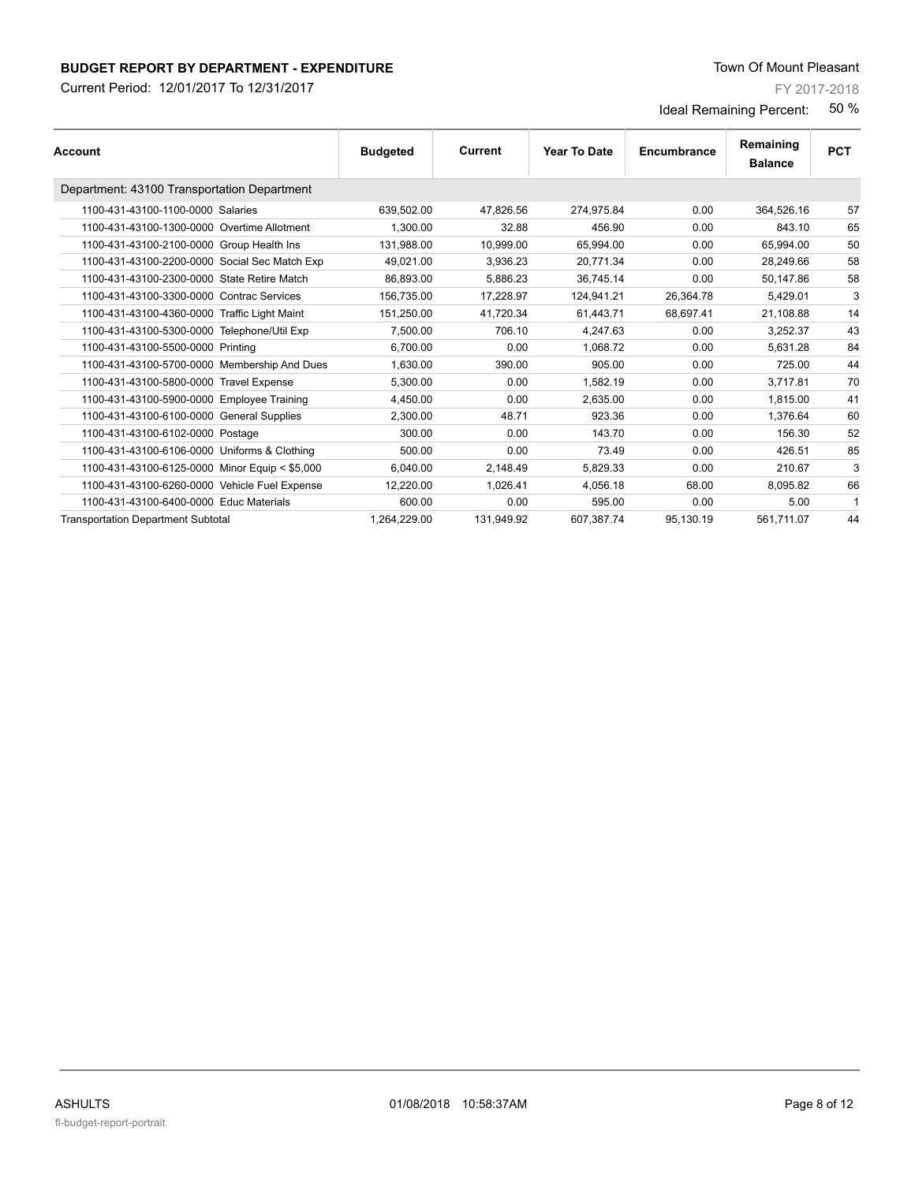**BUDGET REPORT BY DEPARTMENT - EXPENDITURE**

Current Period: 12/01/2017 To 12/31/2017

Town Of Mount Pleasant

FY 2017-2018

Ideal Remaining Percent: 50 %

| Account | Budgeted | Current | Year To Date | Encumbrance | Remaining Balance | PCT |
|---|---|---|---|---|---|---|
| Department: 43100 Transportation Department | | | | | | |
| 1100-431-43100-1100-0000 Salaries | 639,502.00 | 47,826.56 | 274,975.84 | 0.00 | 364,526.16 | 57 |
| 1100-431-43100-1300-0000 Overtime Allotment | 1,300.00 | 32.88 | 456.90 | 0.00 | 843.10 | 65 |
| 1100-431-43100-2100-0000 Group Health Ins | 131,988.00 | 10,999.00 | 65,994.00 | 0.00 | 65,994.00 | 50 |
| 1100-431-43100-2200-0000 Social Sec Match Exp | 49,021.00 | 3,936.23 | 20,771.34 | 0.00 | 28,249.66 | 58 |
| 1100-431-43100-2300-0000 State Retire Match | 86,893.00 | 5,886.23 | 36,745.14 | 0.00 | 50,147.86 | 58 |
| 1100-431-43100-3300-0000 Contrac Services | 156,735.00 | 17,228.97 | 124,941.21 | 26,364.78 | 5,429.01 | 3 |
| 1100-431-43100-4360-0000 Traffic Light Maint | 151,250.00 | 41,720.34 | 61,443.71 | 68,697.41 | 21,108.88 | 14 |
| 1100-431-43100-5300-0000 Telephone/Util Exp | 7,500.00 | 706.10 | 4,247.63 | 0.00 | 3,252.37 | 43 |
| 1100-431-43100-5500-0000 Printing | 6,700.00 | 0.00 | 1,068.72 | 0.00 | 5,631.28 | 84 |
| 1100-431-43100-5700-0000 Membership And Dues | 1,630.00 | 390.00 | 905.00 | 0.00 | 725.00 | 44 |
| 1100-431-43100-5800-0000 Travel Expense | 5,300.00 | 0.00 | 1,582.19 | 0.00 | 3,717.81 | 70 |
| 1100-431-43100-5900-0000 Employee Training | 4,450.00 | 0.00 | 2,635.00 | 0.00 | 1,815.00 | 41 |
| 1100-431-43100-6100-0000 General Supplies | 2,300.00 | 48.71 | 923.36 | 0.00 | 1,376.64 | 60 |
| 1100-431-43100-6102-0000 Postage | 300.00 | 0.00 | 143.70 | 0.00 | 156.30 | 52 |
| 1100-431-43100-6106-0000 Uniforms & Clothing | 500.00 | 0.00 | 73.49 | 0.00 | 426.51 | 85 |
| 1100-431-43100-6125-0000 Minor Equip < $5,000 | 6,040.00 | 2,148.49 | 5,829.33 | 0.00 | 210.67 | 3 |
| 1100-431-43100-6260-0000 Vehicle Fuel Expense | 12,220.00 | 1,026.41 | 4,056.18 | 68.00 | 8,095.82 | 66 |
| 1100-431-43100-6400-0000 Educ Materials | 600.00 | 0.00 | 595.00 | 0.00 | 5.00 | 1 |
| Transportation Department Subtotal | 1,264,229.00 | 131,949.92 | 607,387.74 | 95,130.19 | 561,711.07 | 44 |

ASHULTS 01/08/2018 10:58:37AM

fl-budget-report-portrait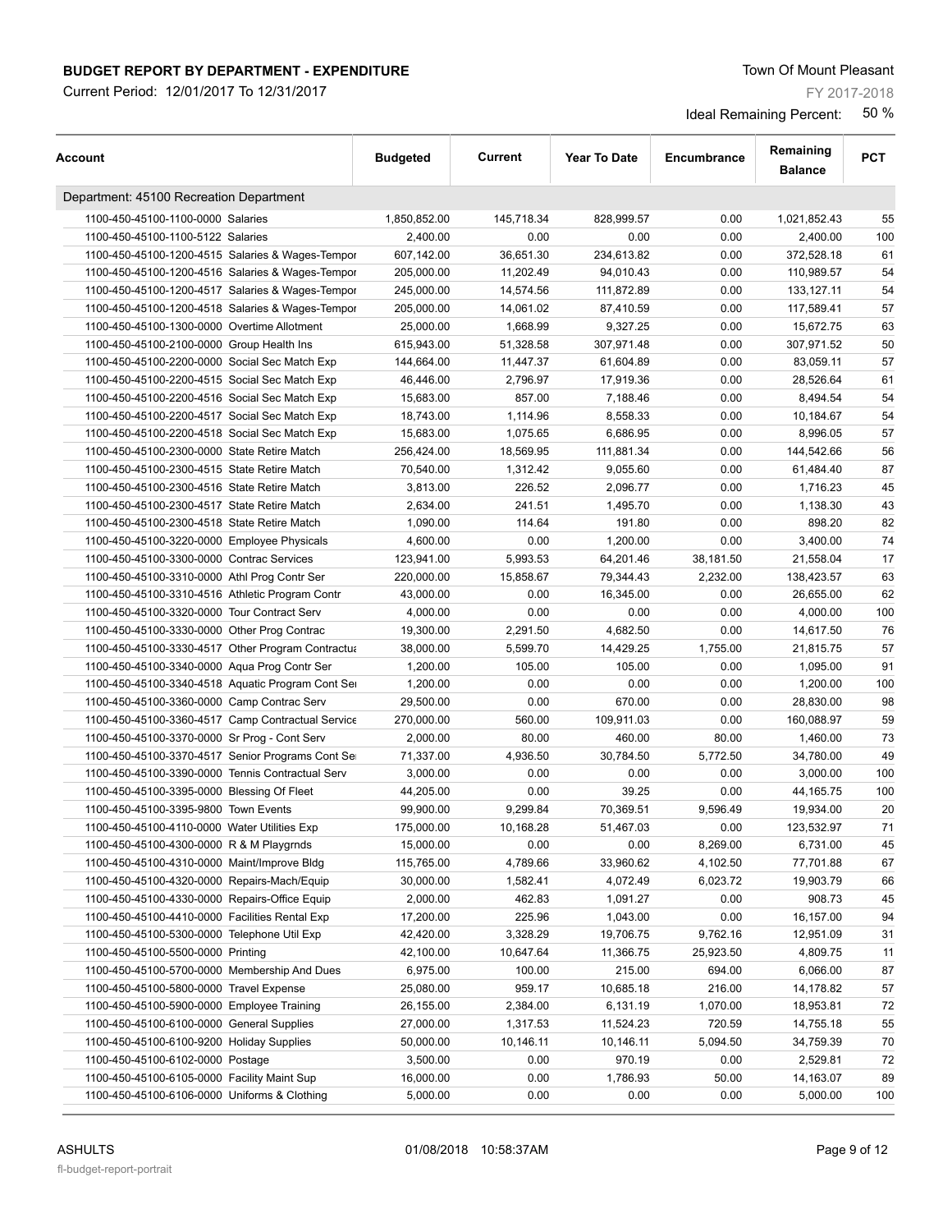**BUDGET REPORT BY DEPARTMENT - EXPENDITURE**

Current Period: 12/01/2017 To 12/31/2017

Town Of Mount Pleasant

FY 2017-2018

Ideal Remaining Percent: 50 %

| Account | Budgeted | Current | Year To Date | Encumbrance | Remaining Balance | PCT |
|---|---|---|---|---|---|---|
| Department: 45100 Recreation Department | | | | | | |
| 1100-450-45100-1100-0000 Salaries | 1,850,852.00 | 145,718.34 | 828,999.57 | 0.00 | 1,021,852.43 | 55 |
| 1100-450-45100-1100-5122 Salaries | 2,400.00 | 0.00 | 0.00 | 0.00 | 2,400.00 | 100 |
| 1100-450-45100-1200-4515 Salaries & Wages-Tempor | 607,142.00 | 36,651.30 | 234,613.82 | 0.00 | 372,528.18 | 61 |
| 1100-450-45100-1200-4516 Salaries & Wages-Tempor | 205,000.00 | 11,202.49 | 94,010.43 | 0.00 | 110,989.57 | 54 |
| 1100-450-45100-1200-4517 Salaries & Wages-Tempor | 245,000.00 | 14,574.56 | 111,872.89 | 0.00 | 133,127.11 | 54 |
| 1100-450-45100-1200-4518 Salaries & Wages-Tempor | 205,000.00 | 14,061.02 | 87,410.59 | 0.00 | 117,589.41 | 57 |
| 1100-450-45100-1300-0000 Overtime Allotment | 25,000.00 | 1,668.99 | 9,327.25 | 0.00 | 15,672.75 | 63 |
| 1100-450-45100-2100-0000 Group Health Ins | 615,943.00 | 51,328.58 | 307,971.48 | 0.00 | 307,971.52 | 50 |
| 1100-450-45100-2200-0000 Social Sec Match Exp | 144,664.00 | 11,447.37 | 61,604.89 | 0.00 | 83,059.11 | 57 |
| 1100-450-45100-2200-4515 Social Sec Match Exp | 46,446.00 | 2,796.97 | 17,919.36 | 0.00 | 28,526.64 | 61 |
| 1100-450-45100-2200-4516 Social Sec Match Exp | 15,683.00 | 857.00 | 7,188.46 | 0.00 | 8,494.54 | 54 |
| 1100-450-45100-2200-4517 Social Sec Match Exp | 18,743.00 | 1,114.96 | 8,558.33 | 0.00 | 10,184.67 | 54 |
| 1100-450-45100-2200-4518 Social Sec Match Exp | 15,683.00 | 1,075.65 | 6,686.95 | 0.00 | 8,996.05 | 57 |
| 1100-450-45100-2300-0000 State Retire Match | 256,424.00 | 18,569.95 | 111,881.34 | 0.00 | 144,542.66 | 56 |
| 1100-450-45100-2300-4515 State Retire Match | 70,540.00 | 1,312.42 | 9,055.60 | 0.00 | 61,484.40 | 87 |
| 1100-450-45100-2300-4516 State Retire Match | 3,813.00 | 226.52 | 2,096.77 | 0.00 | 1,716.23 | 45 |
| 1100-450-45100-2300-4517 State Retire Match | 2,634.00 | 241.51 | 1,495.70 | 0.00 | 1,138.30 | 43 |
| 1100-450-45100-2300-4518 State Retire Match | 1,090.00 | 114.64 | 191.80 | 0.00 | 898.20 | 82 |
| 1100-450-45100-3220-0000 Employee Physicals | 4,600.00 | 0.00 | 1,200.00 | 0.00 | 3,400.00 | 74 |
| 1100-450-45100-3300-0000 Contrac Services | 123,941.00 | 5,993.53 | 64,201.46 | 38,181.50 | 21,558.04 | 17 |
| 1100-450-45100-3310-0000 Athl Prog Contr Ser | 220,000.00 | 15,858.67 | 79,344.43 | 2,232.00 | 138,423.57 | 63 |
| 1100-450-45100-3310-4516 Athletic Program Contr | 43,000.00 | 0.00 | 16,345.00 | 0.00 | 26,655.00 | 62 |
| 1100-450-45100-3320-0000 Tour Contract Serv | 4,000.00 | 0.00 | 0.00 | 0.00 | 4,000.00 | 100 |
| 1100-450-45100-3330-0000 Other Prog Contrac | 19,300.00 | 2,291.50 | 4,682.50 | 0.00 | 14,617.50 | 76 |
| 1100-450-45100-3330-4517 Other Program Contractua | 38,000.00 | 5,599.70 | 14,429.25 | 1,755.00 | 21,815.75 | 57 |
| 1100-450-45100-3340-0000 Aqua Prog Contr Ser | 1,200.00 | 105.00 | 105.00 | 0.00 | 1,095.00 | 91 |
| 1100-450-45100-3340-4518 Aquatic Program Cont Ser | 1,200.00 | 0.00 | 0.00 | 0.00 | 1,200.00 | 100 |
| 1100-450-45100-3360-0000 Camp Contrac Serv | 29,500.00 | 0.00 | 670.00 | 0.00 | 28,830.00 | 98 |
| 1100-450-45100-3360-4517 Camp Contractual Service | 270,000.00 | 560.00 | 109,911.03 | 0.00 | 160,088.97 | 59 |
| 1100-450-45100-3370-0000 Sr Prog - Cont Serv | 2,000.00 | 80.00 | 460.00 | 80.00 | 1,460.00 | 73 |
| 1100-450-45100-3370-4517 Senior Programs Cont Se | 71,337.00 | 4,936.50 | 30,784.50 | 5,772.50 | 34,780.00 | 49 |
| 1100-450-45100-3390-0000 Tennis Contractual Serv | 3,000.00 | 0.00 | 0.00 | 0.00 | 3,000.00 | 100 |
| 1100-450-45100-3395-0000 Blessing Of Fleet | 44,205.00 | 0.00 | 39.25 | 0.00 | 44,165.75 | 100 |
| 1100-450-45100-3395-9800 Town Events | 99,900.00 | 9,299.84 | 70,369.51 | 9,596.49 | 19,934.00 | 20 |
| 1100-450-45100-4110-0000 Water Utilities Exp | 175,000.00 | 10,168.28 | 51,467.03 | 0.00 | 123,532.97 | 71 |
| 1100-450-45100-4300-0000 R & M Playgrnds | 15,000.00 | 0.00 | 0.00 | 8,269.00 | 6,731.00 | 45 |
| 1100-450-45100-4310-0000 Maint/Improve Bldg | 115,765.00 | 4,789.66 | 33,960.62 | 4,102.50 | 77,701.88 | 67 |
| 1100-450-45100-4320-0000 Repairs-Mach/Equip | 30,000.00 | 1,582.41 | 4,072.49 | 6,023.72 | 19,903.79 | 66 |
| 1100-450-45100-4330-0000 Repairs-Office Equip | 2,000.00 | 462.83 | 1,091.27 | 0.00 | 908.73 | 45 |
| 1100-450-45100-4410-0000 Facilities Rental Exp | 17,200.00 | 225.96 | 1,043.00 | 0.00 | 16,157.00 | 94 |
| 1100-450-45100-5300-0000 Telephone Util Exp | 42,420.00 | 3,328.29 | 19,706.75 | 9,762.16 | 12,951.09 | 31 |
| 1100-450-45100-5500-0000 Printing | 42,100.00 | 10,647.64 | 11,366.75 | 25,923.50 | 4,809.75 | 11 |
| 1100-450-45100-5700-0000 Membership And Dues | 6,975.00 | 100.00 | 215.00 | 694.00 | 6,066.00 | 87 |
| 1100-450-45100-5800-0000 Travel Expense | 25,080.00 | 959.17 | 10,685.18 | 216.00 | 14,178.82 | 57 |
| 1100-450-45100-5900-0000 Employee Training | 26,155.00 | 2,384.00 | 6,131.19 | 1,070.00 | 18,953.81 | 72 |
| 1100-450-45100-6100-0000 General Supplies | 27,000.00 | 1,317.53 | 11,524.23 | 720.59 | 14,755.18 | 55 |
| 1100-450-45100-6100-9200 Holiday Supplies | 50,000.00 | 10,146.11 | 10,146.11 | 5,094.50 | 34,759.39 | 70 |
| 1100-450-45100-6102-0000 Postage | 3,500.00 | 0.00 | 970.19 | 0.00 | 2,529.81 | 72 |
| 1100-450-45100-6105-0000 Facility Maint Sup | 16,000.00 | 0.00 | 1,786.93 | 50.00 | 14,163.07 | 89 |
| 1100-450-45100-6106-0000 Uniforms & Clothing | 5,000.00 | 0.00 | 0.00 | 0.00 | 5,000.00 | 100 |

ASHULTS 01/08/2018 10:58:37AM

fl-budget-report-portrait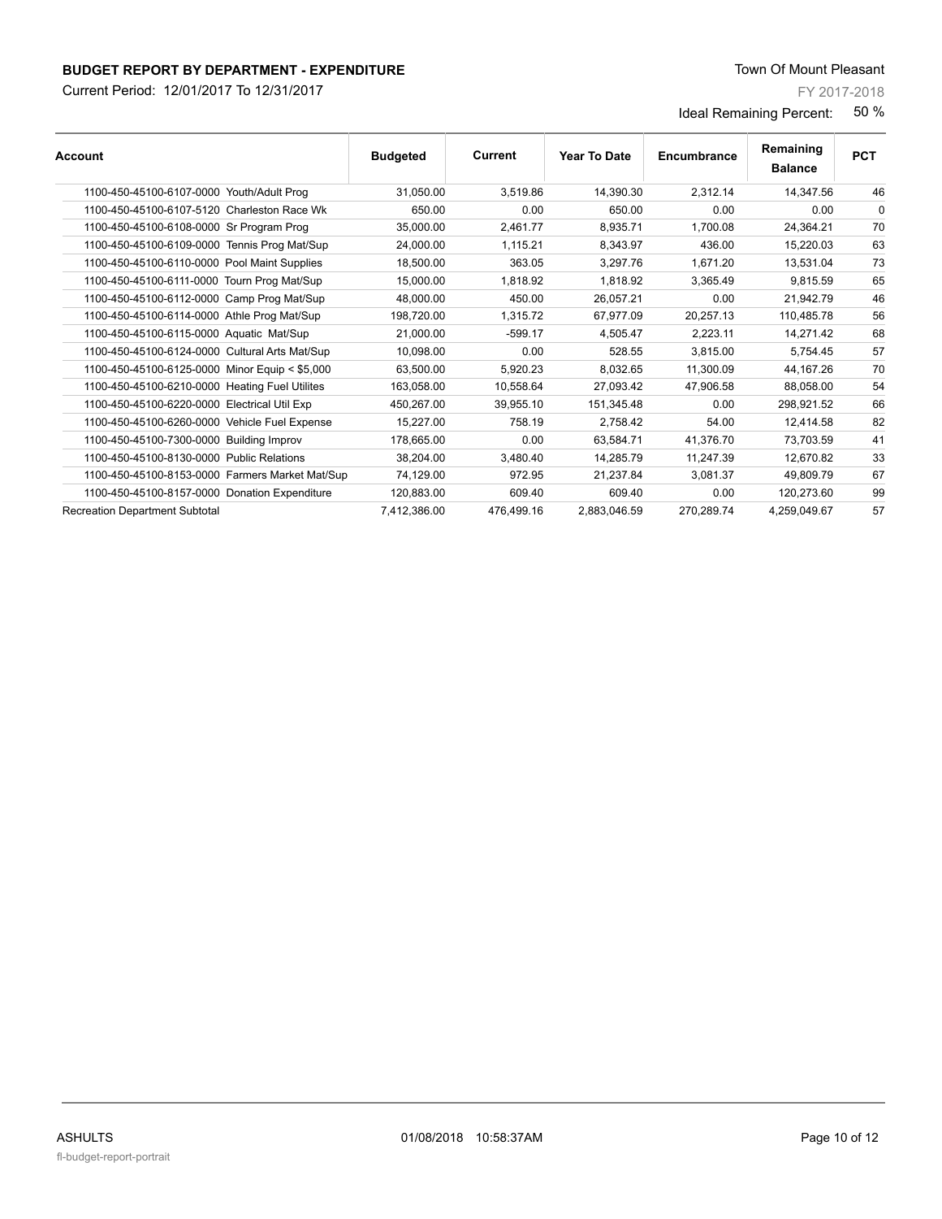**BUDGET REPORT BY DEPARTMENT - EXPENDITURE**

Current Period: 12/01/2017 To 12/31/2017

Town Of Mount Pleasant

FY 2017-2018

Ideal Remaining Percent: 50 %

| Account | Budgeted | Current | Year To Date | Encumbrance | Remaining Balance | PCT |
|---|---|---|---|---|---|---|
| 1100-450-45100-6107-0000 Youth/Adult Prog | 31,050.00 | 3,519.86 | 14,390.30 | 2,312.14 | 14,347.56 | 46 |
| 1100-450-45100-6107-5120 Charleston Race Wk | 650.00 | 0.00 | 650.00 | 0.00 | 0.00 | 0 |
| 1100-450-45100-6108-0000 Sr Program Prog | 35,000.00 | 2,461.77 | 8,935.71 | 1,700.08 | 24,364.21 | 70 |
| 1100-450-45100-6109-0000 Tennis Prog Mat/Sup | 24,000.00 | 1,115.21 | 8,343.97 | 436.00 | 15,220.03 | 63 |
| 1100-450-45100-6110-0000 Pool Maint Supplies | 18,500.00 | 363.05 | 3,297.76 | 1,671.20 | 13,531.04 | 73 |
| 1100-450-45100-6111-0000 Tourn Prog Mat/Sup | 15,000.00 | 1,818.92 | 1,818.92 | 3,365.49 | 9,815.59 | 65 |
| 1100-450-45100-6112-0000 Camp Prog Mat/Sup | 48,000.00 | 450.00 | 26,057.21 | 0.00 | 21,942.79 | 46 |
| 1100-450-45100-6114-0000 Athle Prog Mat/Sup | 198,720.00 | 1,315.72 | 67,977.09 | 20,257.13 | 110,485.78 | 56 |
| 1100-450-45100-6115-0000 Aquatic Mat/Sup | 21,000.00 | -599.17 | 4,505.47 | 2,223.11 | 14,271.42 | 68 |
| 1100-450-45100-6124-0000 Cultural Arts Mat/Sup | 10,098.00 | 0.00 | 528.55 | 3,815.00 | 5,754.45 | 57 |
| 1100-450-45100-6125-0000 Minor Equip < $5,000 | 63,500.00 | 5,920.23 | 8,032.65 | 11,300.09 | 44,167.26 | 70 |
| 1100-450-45100-6210-0000 Heating Fuel Utilites | 163,058.00 | 10,558.64 | 27,093.42 | 47,906.58 | 88,058.00 | 54 |
| 1100-450-45100-6220-0000 Electrical Util Exp | 450,267.00 | 39,955.10 | 151,345.48 | 0.00 | 298,921.52 | 66 |
| 1100-450-45100-6260-0000 Vehicle Fuel Expense | 15,227.00 | 758.19 | 2,758.42 | 54.00 | 12,414.58 | 82 |
| 1100-450-45100-7300-0000 Building Improv | 178,665.00 | 0.00 | 63,584.71 | 41,376.70 | 73,703.59 | 41 |
| 1100-450-45100-8130-0000 Public Relations | 38,204.00 | 3,480.40 | 14,285.79 | 11,247.39 | 12,670.82 | 33 |
| 1100-450-45100-8153-0000 Farmers Market Mat/Sup | 74,129.00 | 972.95 | 21,237.84 | 3,081.37 | 49,809.79 | 67 |
| 1100-450-45100-8157-0000 Donation Expenditure | 120,883.00 | 609.40 | 609.40 | 0.00 | 120,273.60 | 99 |
| Recreation Department Subtotal | 7,412,386.00 | 476,499.16 | 2,883,046.59 | 270,289.74 | 4,259,049.67 | 57 |

ASHULTS 01/08/2018 10:58:37AM

fl-budget-report-portrait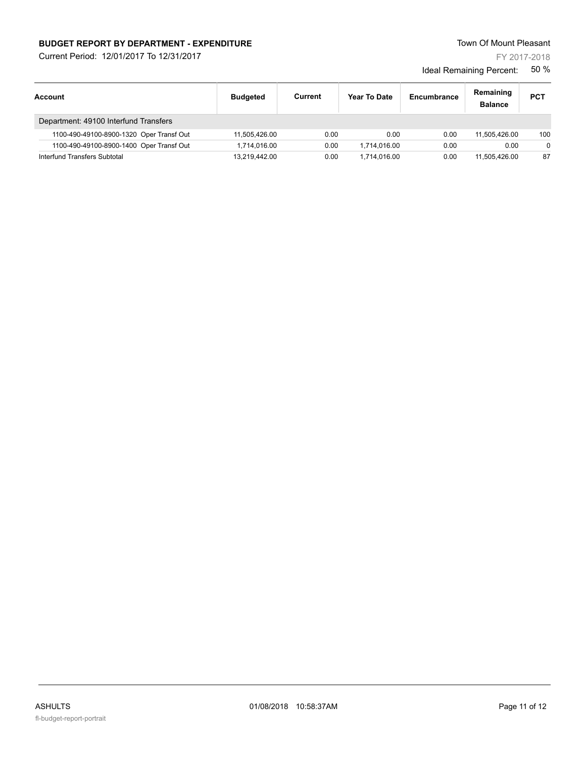# BUDGET REPORT BY DEPARTMENT - EXPENDITURE

Current Period: 12/01/2017 To 12/31/2017

Town Of Mount Pleasant

FY 2017-2018

Ideal Remaining Percent: 50 %

| Account | Budgeted | Current | Year To Date | Encumbrance | Remaining Balance | PCT |
|---|---|---|---|---|---|---|
| Department: 49100 Interfund Transfers | | | | | | |
| 1100-490-49100-8900-1320 Oper Transf Out | 11,505,426.00 | 0.00 | 0.00 | 0.00 | 11,505,426.00 | 100 |
| 1100-490-49100-8900-1400 Oper Transf Out | 1,714,016.00 | 0.00 | 1,714,016.00 | 0.00 | 0.00 | 0 |
| Interfund Transfers Subtotal | 13,219,442.00 | 0.00 | 1,714,016.00 | 0.00 | 11,505,426.00 | 87 |

ASHULTS 01/08/2018 10:58:37AM

fl-budget-report-portrait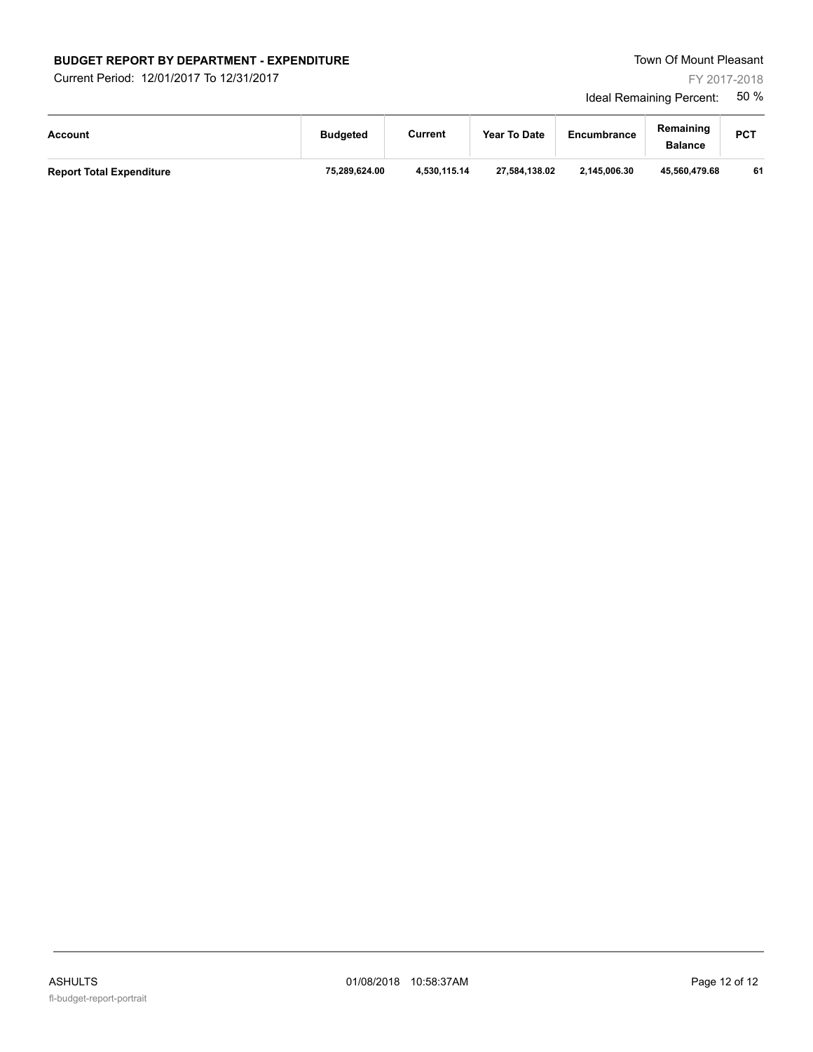| Account | Budgeted | Current | Year To Date | Encumbrance | Remaining Balance | PCT |
|---|---|---|---|---|---|---|
| **Report Total Expenditure** | **75,289,624.00** | **4,530,115.14** | **27,584,138.02** | **2,145,006.30** | **45,560,479.68** | **61** |